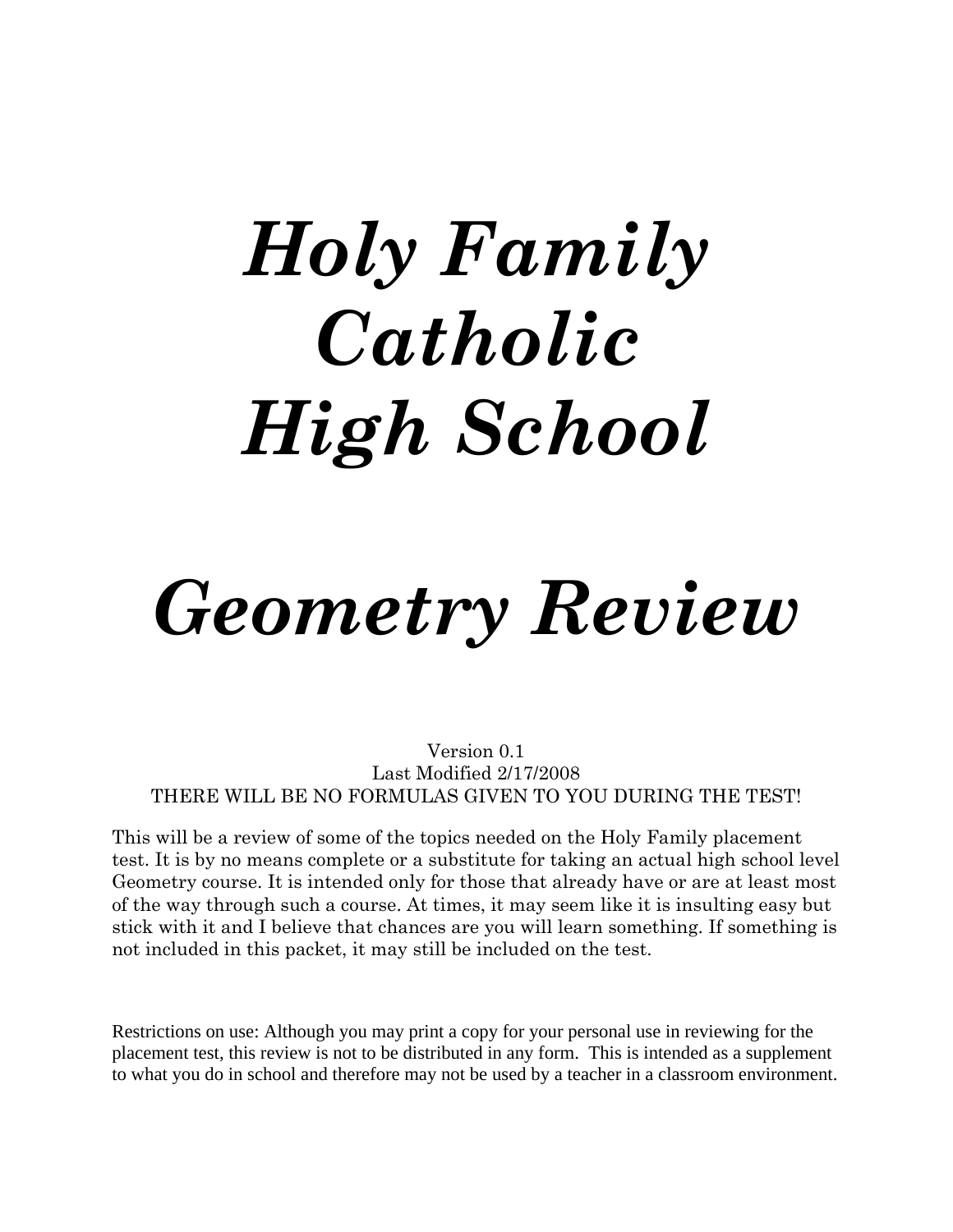# *Holy Family Catholic High School*

# *Geometry Review*

Version 0.1
Last Modified 2/17/2008
THERE WILL BE NO FORMULAS GIVEN TO YOU DURING THE TEST!

This will be a review of some of the topics needed on the Holy Family placement test. It is by no means complete or a substitute for taking an actual high school level Geometry course. It is intended only for those that already have or are at least most of the way through such a course. At times, it may seem like it is insulting easy but stick with it and I believe that chances are you will learn something. If something is not included in this packet, it may still be included on the test.

Restrictions on use: Although you may print a copy for your personal use in reviewing for the placement test, this review is not to be distributed in any form. This is intended as a supplement to what you do in school and therefore may not be used by a teacher in a classroom environment.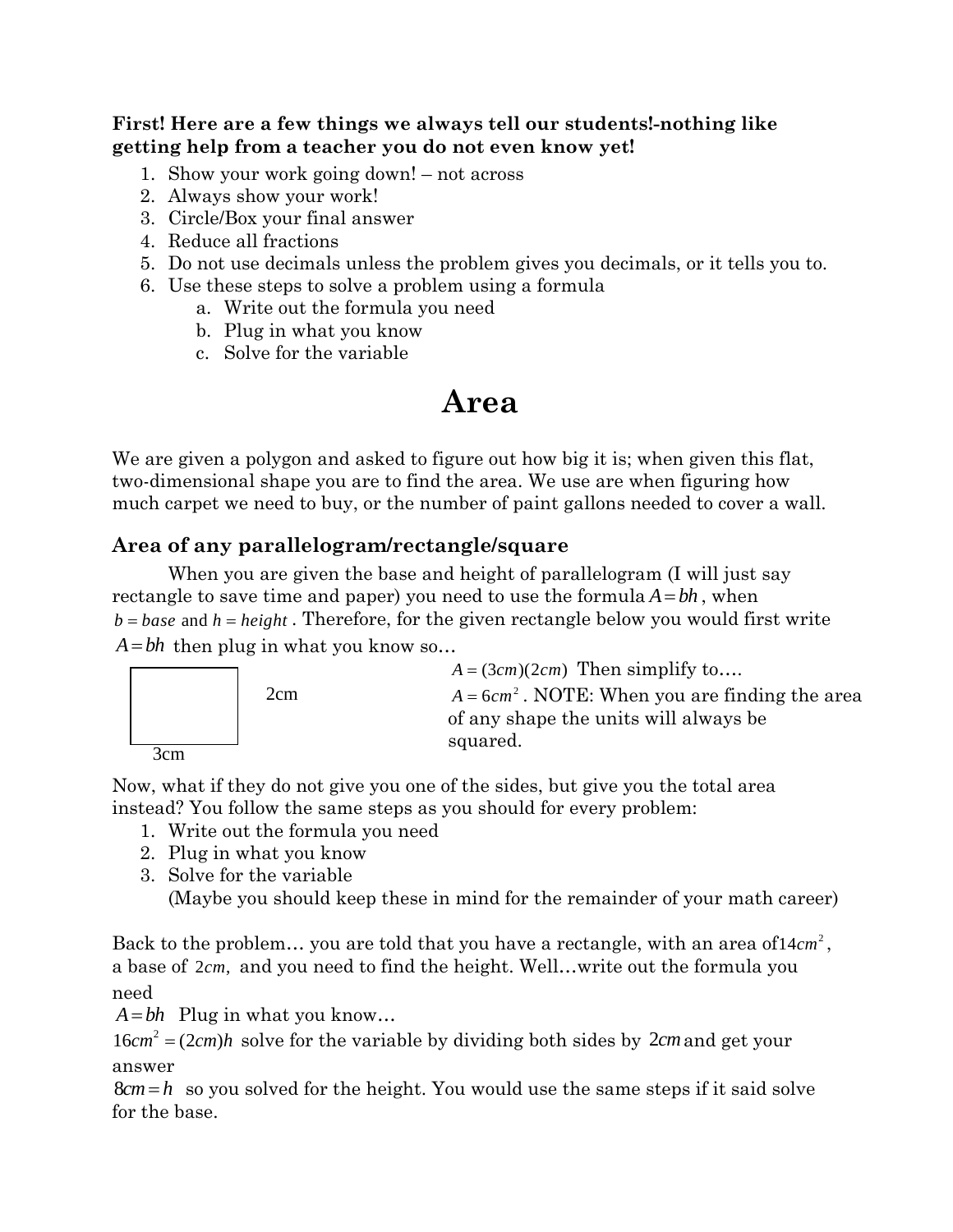**First! Here are a few things we always tell our students!-nothing like getting help from a teacher you do not even know yet!**

1. Show your work going down! – not across
2. Always show your work!
3. Circle/Box your final answer
4. Reduce all fractions
5. Do not use decimals unless the problem gives you decimals, or it tells you to.
6. Use these steps to solve a problem using a formula
   a. Write out the formula you need
   b. Plug in what you know
   c. Solve for the variable

# Area

We are given a polygon and asked to figure out how big it is; when given this flat, two-dimensional shape you are to find the area. We use are when figuring how much carpet we need to buy, or the number of paint gallons needed to cover a wall.

## Area of any parallelogram/rectangle/square

When you are given the base and height of parallelogram (I will just say rectangle to save time and paper) you need to use the formula $A = bh$, when $b = base$ and $h = height$. Therefore, for the given rectangle below you would first write $A = bh$ then plug in what you know so…

2cm

3cm

$A = (3cm)(2cm)$ Then simplify to….

$A = 6cm^2$. NOTE: When you are finding the area of any shape the units will always be squared.

Now, what if they do not give you one of the sides, but give you the total area instead? You follow the same steps as you should for every problem:

1. Write out the formula you need
2. Plug in what you know
3. Solve for the variable

   (Maybe you should keep these in mind for the remainder of your math career)

Back to the problem… you are told that you have a rectangle, with an area of $14cm^2$, a base of $2cm$, and you need to find the height. Well…write out the formula you need

$A = bh$ Plug in what you know…

$16cm^2 = (2cm)h$ solve for the variable by dividing both sides by $2cm$ and get your answer

$8cm = h$ so you solved for the height. You would use the same steps if it said solve for the base.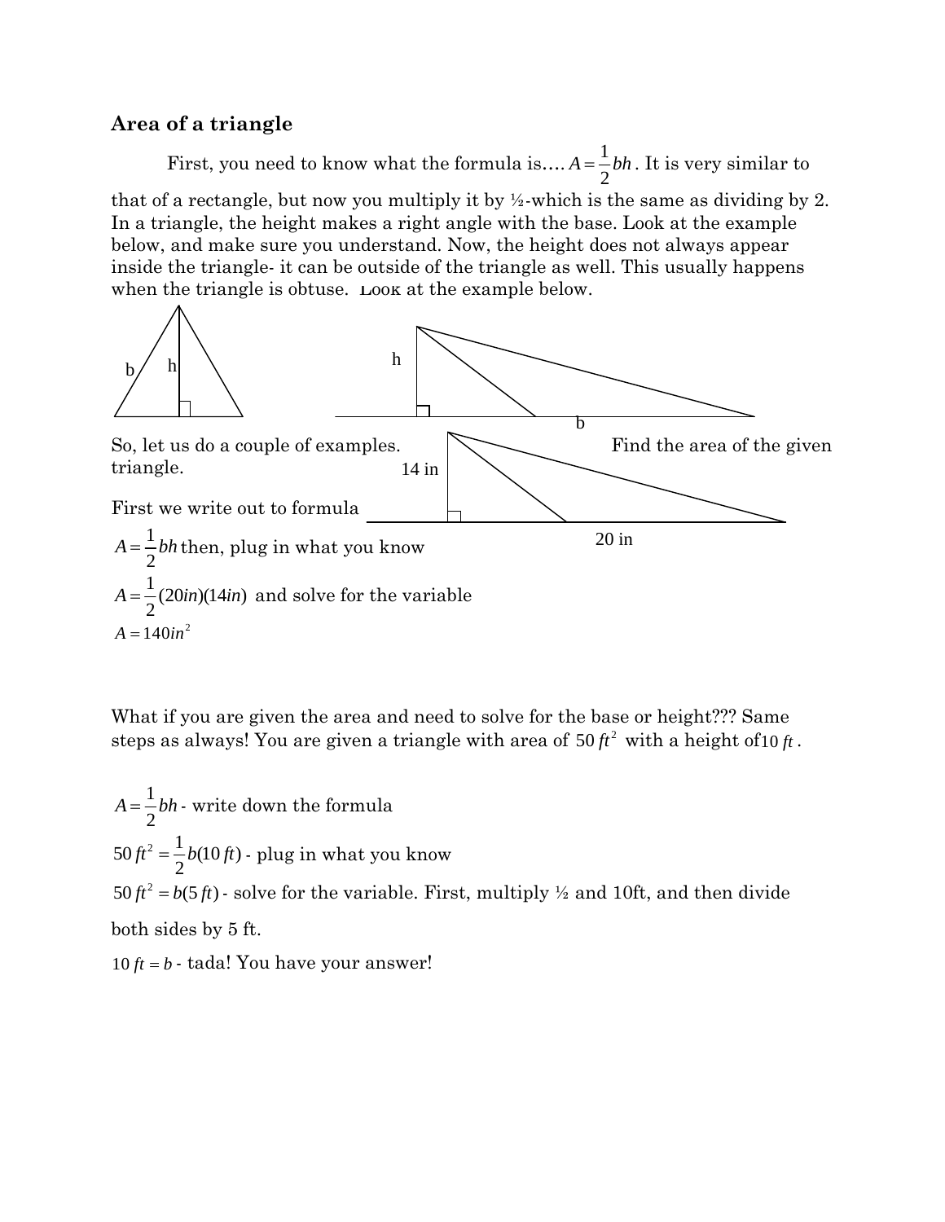## Area of a triangle

First, you need to know what the formula is…. $A = \frac{1}{2}bh$. It is very similar to that of a rectangle, but now you multiply it by ½-which is the same as dividing by 2. In a triangle, the height makes a right angle with the base. Look at the example below, and make sure you understand. Now, the height does not always appear inside the triangle- it can be outside of the triangle as well. This usually happens when the triangle is obtuse. Look at the example below.

b h

h

b

So, let us do a couple of examples. Find the area of the given triangle.

14 in

20 in

First we write out to formula

$A = \frac{1}{2}bh$ then, plug in what you know

$A = \frac{1}{2}(20in)(14in)$ and solve for the variable

$A = 140in^2$

What if you are given the area and need to solve for the base or height??? Same steps as always! You are given a triangle with area of $50\,ft^2$ with a height of $10\,ft$.

$A = \frac{1}{2}bh$ - write down the formula

$50\,ft^2 = \frac{1}{2}b(10\,ft)$ - plug in what you know

$50\,ft^2 = b(5\,ft)$ - solve for the variable. First, multiply ½ and 10ft, and then divide both sides by 5 ft.

$10\,ft = b$ - tada! You have your answer!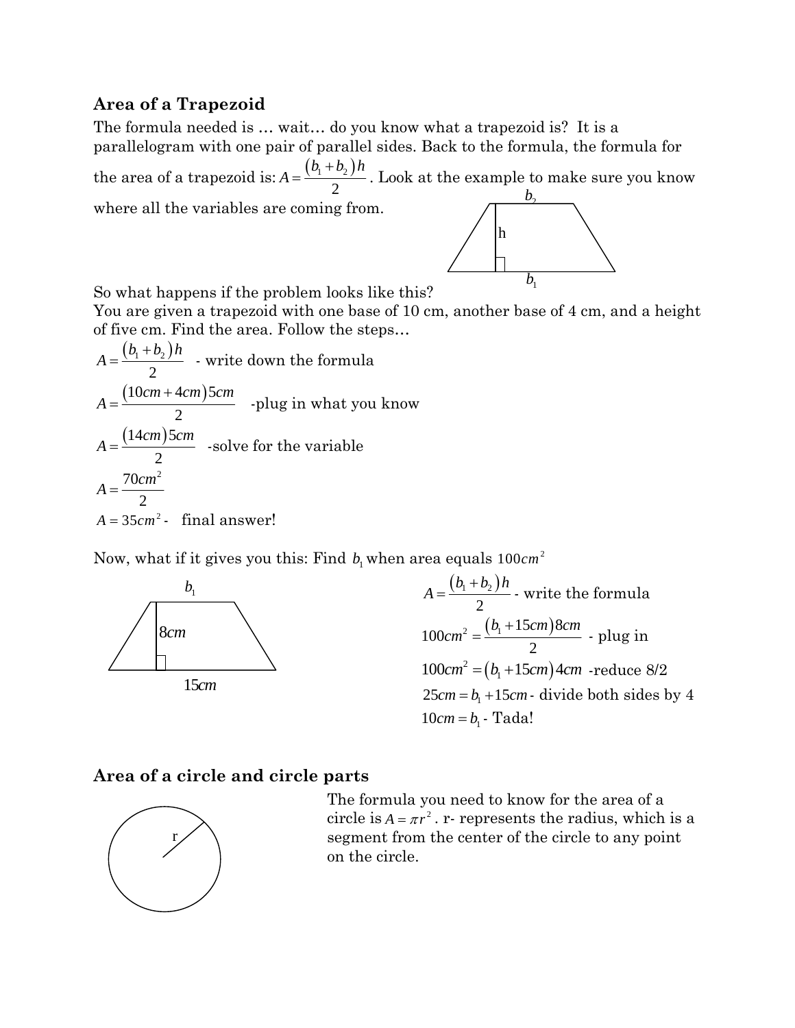## Area of a Trapezoid

The formula needed is … wait… do you know what a trapezoid is? It is a parallelogram with one pair of parallel sides. Back to the formula, the formula for the area of a trapezoid is: $A = \frac{(b_1 + b_2)h}{2}$. Look at the example to make sure you know where all the variables are coming from.

So what happens if the problem looks like this?
You are given a trapezoid with one base of 10 cm, another base of 4 cm, and a height of five cm. Find the area. Follow the steps…

$A = \frac{(b_1 + b_2)h}{2}$ - write down the formula

$A = \frac{(10cm + 4cm)5cm}{2}$ -plug in what you know

$A = \frac{(14cm)5cm}{2}$ -solve for the variable

$A = \frac{70cm^2}{2}$

$A = 35cm^2$ - final answer!

Now, what if it gives you this: Find $b_1$ when area equals $100cm^2$

$A = \frac{(b_1 + b_2)h}{2}$ - write the formula

$100cm^2 = \frac{(b_1 + 15cm)8cm}{2}$ - plug in

$100cm^2 = (b_1 + 15cm)4cm$ -reduce 8/2

$25cm = b_1 + 15cm$ - divide both sides by 4

$10cm = b_1$ - Tada!

## Area of a circle and circle parts

The formula you need to know for the area of a circle is $A = \pi r^2$. r- represents the radius, which is a segment from the center of the circle to any point on the circle.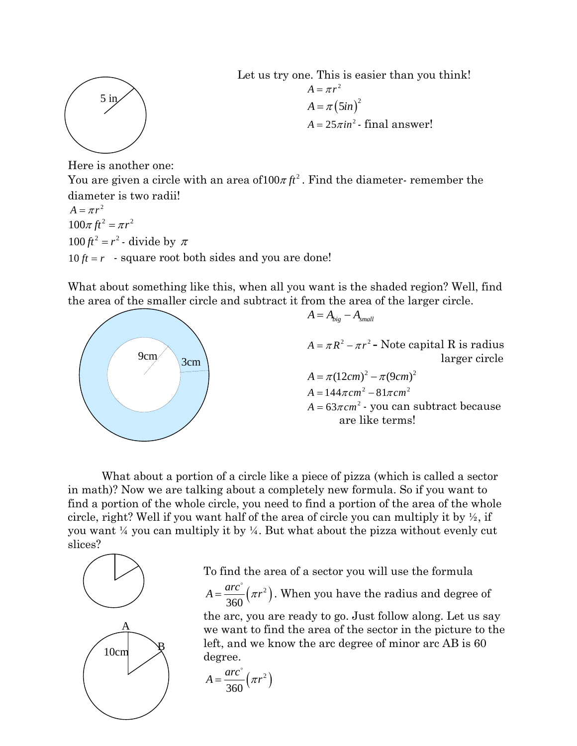5 in

Let us try one. This is easier than you think!

$$A = \pi r^2$$

$$A = \pi (5in)^2$$

$A = 25\pi in^2$ - final answer!

Here is another one:

You are given a circle with an area of $100\pi \, ft^2$. Find the diameter- remember the diameter is two radii!

$A = \pi r^2$

$100\pi \, ft^2 = \pi r^2$

$100 \, ft^2 = r^2$ - divide by $\pi$

$10 \, ft = r$ - square root both sides and you are done!

What about something like this, when all you want is the shaded region? Well, find the area of the smaller circle and subtract it from the area of the larger circle.

9cm

3cm

$A = A_{big} - A_{small}$

$A = \pi R^2 - \pi r^2$ - Note capital R is radius larger circle

$A = \pi (12cm)^2 - \pi (9cm)^2$

$A = 144\pi cm^2 - 81\pi cm^2$

$A = 63\pi cm^2$ - you can subtract because are like terms!

What about a portion of a circle like a piece of pizza (which is called a sector in math)? Now we are talking about a completely new formula. So if you want to find a portion of the whole circle, you need to find a portion of the area of the whole circle, right? Well if you want half of the area of circle you can multiply it by ½, if you want ¼ you can multiply it by ¼. But what about the pizza without evenly cut slices?

To find the area of a sector you will use the formula $A = \frac{arc^\circ}{360}\left(\pi r^2\right)$. When you have the radius and degree of the arc, you are ready to go. Just follow along. Let us say we want to find the area of the sector in the picture to the left, and we know the arc degree of minor arc AB is 60 degree.

A

B

10cm

$$A = \frac{arc^\circ}{360}\left(\pi r^2\right)$$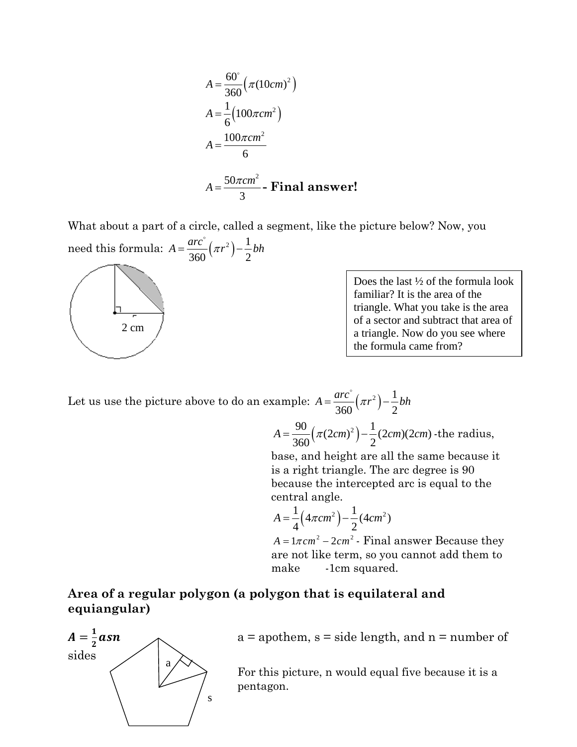$$A = \frac{60^\circ}{360}\left(\pi(10cm)^2\right)$$

$$A = \frac{1}{6}\left(100\pi cm^2\right)$$

$$A = \frac{100\pi cm^2}{6}$$

$$A = \frac{50\pi cm^2}{3}$$ **- Final answer!**

What about a part of a circle, called a segment, like the picture below? Now, you need this formula: $A = \frac{arc^\circ}{360}\left(\pi r^2\right) - \frac{1}{2}bh$

2 cm

Does the last ½ of the formula look familiar? It is the area of the triangle. What you take is the area of a sector and subtract that area of a triangle. Now do you see where the formula came from?

Let us use the picture above to do an example: $A = \frac{arc^\circ}{360}\left(\pi r^2\right) - \frac{1}{2}bh$

$A = \frac{90}{360}\left(\pi(2cm)^2\right) - \frac{1}{2}(2cm)(2cm)$ -the radius, base, and height are all the same because it is a right triangle. The arc degree is 90 because the intercepted arc is equal to the central angle.

$A = \frac{1}{4}\left(4\pi cm^2\right) - \frac{1}{2}(4cm^2)$

$A = 1\pi cm^2 - 2cm^2$ - Final answer Because they are not like term, so you cannot add them to make -1cm squared.

## Area of a regular polygon (a polygon that is equilateral and equiangular)

$\boldsymbol{A = \frac{1}{2}asn}$ a = apothem, s = side length, and n = number of sides

For this picture, n would equal five because it is a pentagon.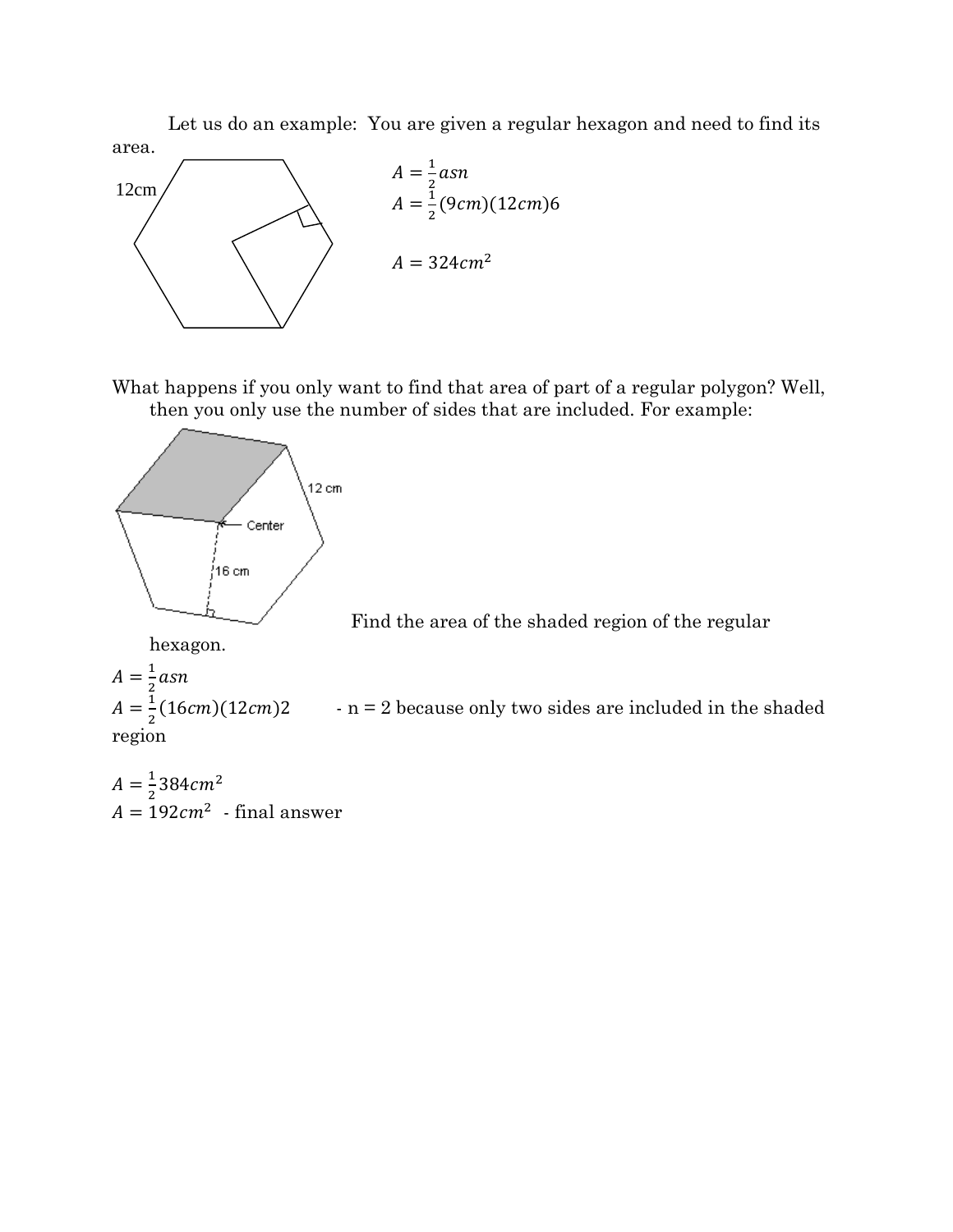Let us do an example: You are given a regular hexagon and need to find its area.

12cm

$A = \frac{1}{2}asn$

$A = \frac{1}{2}(9cm)(12cm)6$

$A = 324cm^2$

What happens if you only want to find that area of part of a regular polygon? Well, then you only use the number of sides that are included. For example:

12 cm

Center

16 cm

Find the area of the shaded region of the regular hexagon.

$A = \frac{1}{2}asn$

$A = \frac{1}{2}(16cm)(12cm)2$ - n = 2 because only two sides are included in the shaded region

$A = \frac{1}{2}384cm^2$

$A = 192cm^2$ - final answer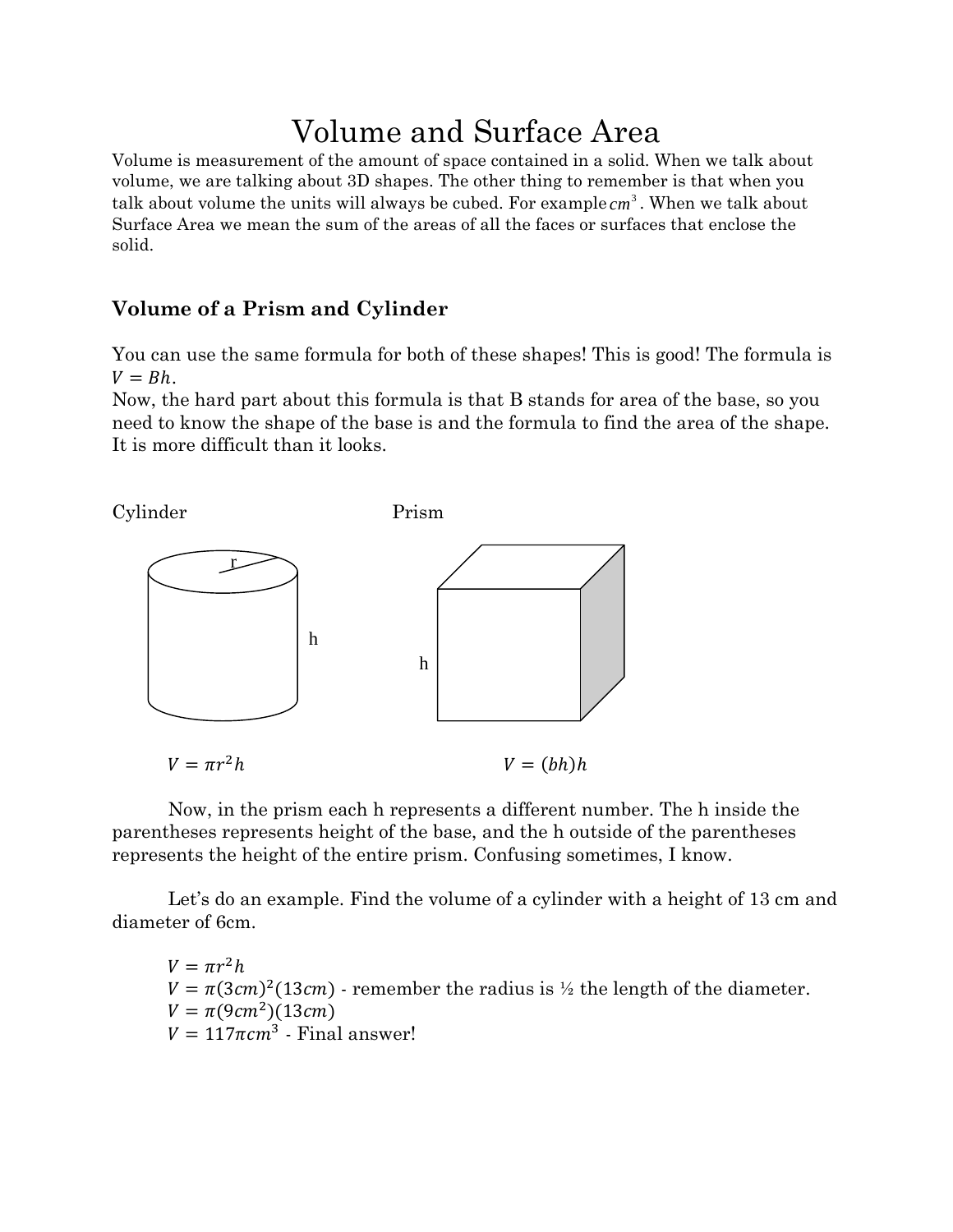# Volume and Surface Area

Volume is measurement of the amount of space contained in a solid. When we talk about volume, we are talking about 3D shapes. The other thing to remember is that when you talk about volume the units will always be cubed. For example $cm^3$. When we talk about Surface Area we mean the sum of the areas of all the faces or surfaces that enclose the solid.

### Volume of a Prism and Cylinder

You can use the same formula for both of these shapes! This is good! The formula is $V = Bh$.
Now, the hard part about this formula is that B stands for area of the base, so you need to know the shape of the base is and the formula to find the area of the shape. It is more difficult than it looks.

Cylinder

$V = \pi r^2 h$

Prism

$V = (bh)h$

Now, in the prism each h represents a different number. The h inside the parentheses represents height of the base, and the h outside of the parentheses represents the height of the entire prism. Confusing sometimes, I know.

Let's do an example. Find the volume of a cylinder with a height of 13 cm and diameter of 6cm.

$V = \pi r^2 h$
$V = \pi(3cm)^2(13cm)$ - remember the radius is ½ the length of the diameter.
$V = \pi(9cm^2)(13cm)$
$V = 117\pi cm^3$ - Final answer!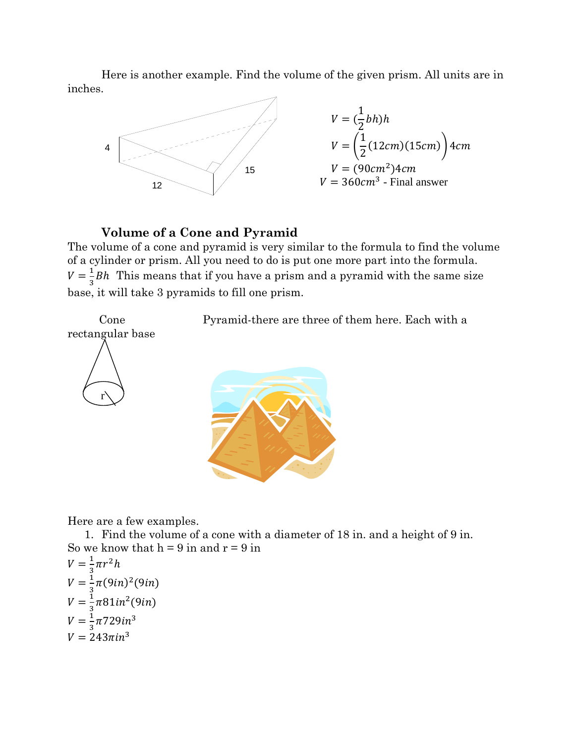Here is another example. Find the volume of the given prism. All units are in inches.

$$V = (\frac{1}{2}bh)h$$

$$V = \left(\frac{1}{2}(12cm)(15cm)\right)4cm$$

$$V = (90cm^2)4cm$$

$V = 360cm^3$ - Final answer

### Volume of a Cone and Pyramid

The volume of a cone and pyramid is very similar to the formula to find the volume of a cylinder or prism. All you need to do is put one more part into the formula. $V = \frac{1}{3}Bh$ This means that if you have a prism and a pyramid with the same size base, it will take 3 pyramids to fill one prism.

Cone

Pyramid-there are three of them here. Each with a rectangular base

Here are a few examples.

1. Find the volume of a cone with a diameter of 18 in. and a height of 9 in.

So we know that h = 9 in and r = 9 in

$V = \frac{1}{3}\pi r^2 h$

$V = \frac{1}{3}\pi(9in)^2(9in)$

$V = \frac{1}{3}\pi 81in^2(9in)$

$V = \frac{1}{3}\pi 729in^3$

$V = 243\pi in^3$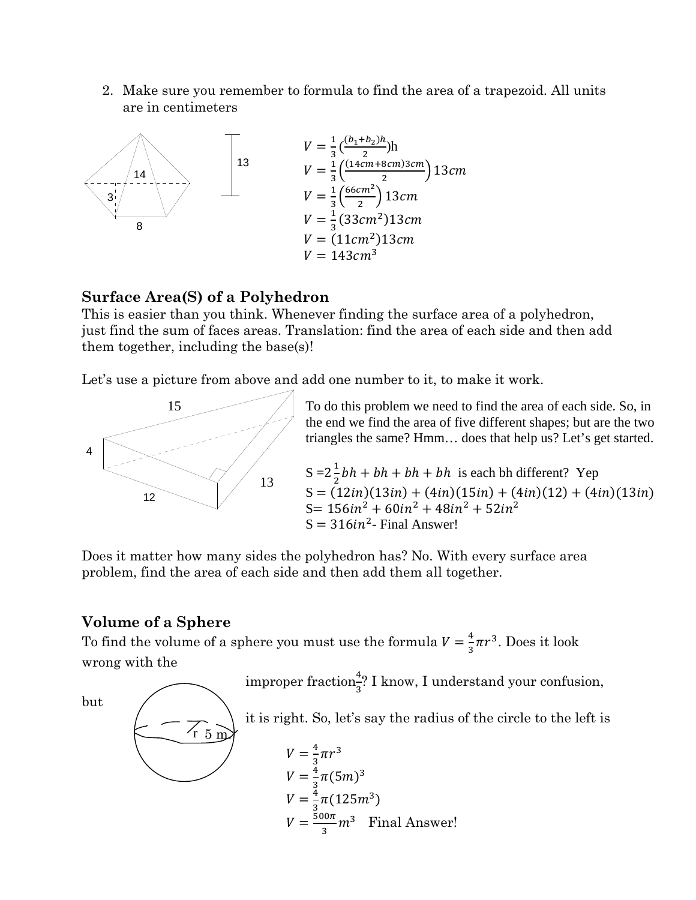2. Make sure you remember to formula to find the area of a trapezoid. All units are in centimeters

14

3

8

13

$$V = \frac{1}{3}\left(\frac{(b_1+b_2)h}{2}\right)\text{h}$$
$$V = \frac{1}{3}\left(\frac{(14cm+8cm)3cm}{2}\right)13cm$$
$$V = \frac{1}{3}\left(\frac{66cm^2}{2}\right)13cm$$
$$V = \frac{1}{3}(33cm^2)13cm$$
$$V = (11cm^2)13cm$$
$$V = 143cm^3$$

## Surface Area(S) of a Polyhedron

This is easier than you think. Whenever finding the surface area of a polyhedron, just find the sum of faces areas. Translation: find the area of each side and then add them together, including the base(s)!

Let's use a picture from above and add one number to it, to make it work.

15

4

12

13

To do this problem we need to find the area of each side. So, in the end we find the area of five different shapes; but are the two triangles the same? Hmm… does that help us? Let's get started.

$S = 2\frac{1}{2}bh + bh + bh + bh$ is each bh different? Yep

$S = (12in)(13in) + (4in)(15in) + (4in)(12) + (4in)(13in)$

$S = 156in^2 + 60in^2 + 48in^2 + 52in^2$

$S = 316in^2$- Final Answer!

Does it matter how many sides the polyhedron has? No. With every surface area problem, find the area of each side and then add them all together.

## Volume of a Sphere

To find the volume of a sphere you must use the formula $V = \frac{4}{3}\pi r^3$. Does it look wrong with the improper fraction $\frac{4}{3}$? I know, I understand your confusion, but it is right. So, let's say the radius of the circle to the left is

r 5 m

$$V = \frac{4}{3}\pi r^3$$
$$V = \frac{4}{3}\pi(5m)^3$$
$$V = \frac{4}{3}\pi(125m^3)$$
$$V = \frac{500\pi}{3}m^3 \quad \text{Final Answer!}$$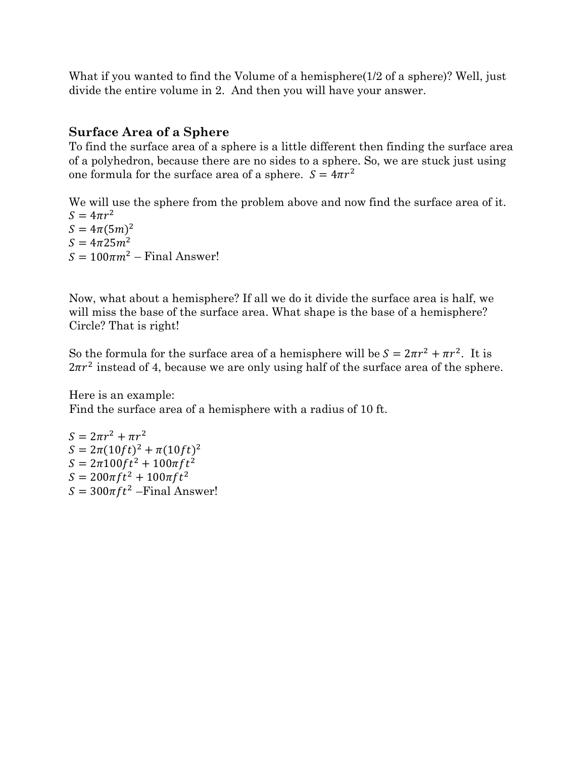What if you wanted to find the Volume of a hemisphere(1/2 of a sphere)? Well, just divide the entire volume in 2. And then you will have your answer.

### Surface Area of a Sphere

To find the surface area of a sphere is a little different then finding the surface area of a polyhedron, because there are no sides to a sphere. So, we are stuck just using one formula for the surface area of a sphere. $S = 4\pi r^2$

We will use the sphere from the problem above and now find the surface area of it.

$S = 4\pi r^2$
$S = 4\pi(5m)^2$
$S = 4\pi 25m^2$
$S = 100\pi m^2$ – Final Answer!

Now, what about a hemisphere? If all we do it divide the surface area is half, we will miss the base of the surface area. What shape is the base of a hemisphere? Circle? That is right!

So the formula for the surface area of a hemisphere will be $S = 2\pi r^2 + \pi r^2$. It is $2\pi r^2$ instead of 4, because we are only using half of the surface area of the sphere.

Here is an example:
Find the surface area of a hemisphere with a radius of 10 ft.

$S = 2\pi r^2 + \pi r^2$
$S = 2\pi(10ft)^2 + \pi(10ft)^2$
$S = 2\pi 100ft^2 + 100\pi ft^2$
$S = 200\pi ft^2 + 100\pi ft^2$
$S = 300\pi ft^2$ –Final Answer!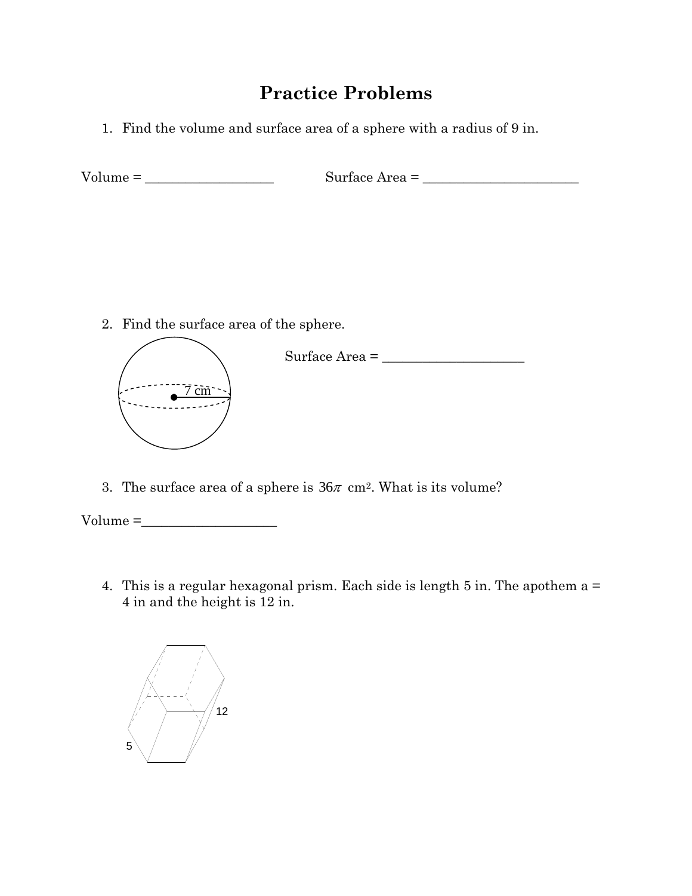# Practice Problems

1. Find the volume and surface area of a sphere with a radius of 9 in.

Volume = ___________________ Surface Area = _______________________

2. Find the surface area of the sphere.

7 cm

Surface Area = _____________________

3. The surface area of a sphere is $36\pi$ cm². What is its volume?

Volume =____________________

4. This is a regular hexagonal prism. Each side is length 5 in. The apothem a = 4 in and the height is 12 in.

12

5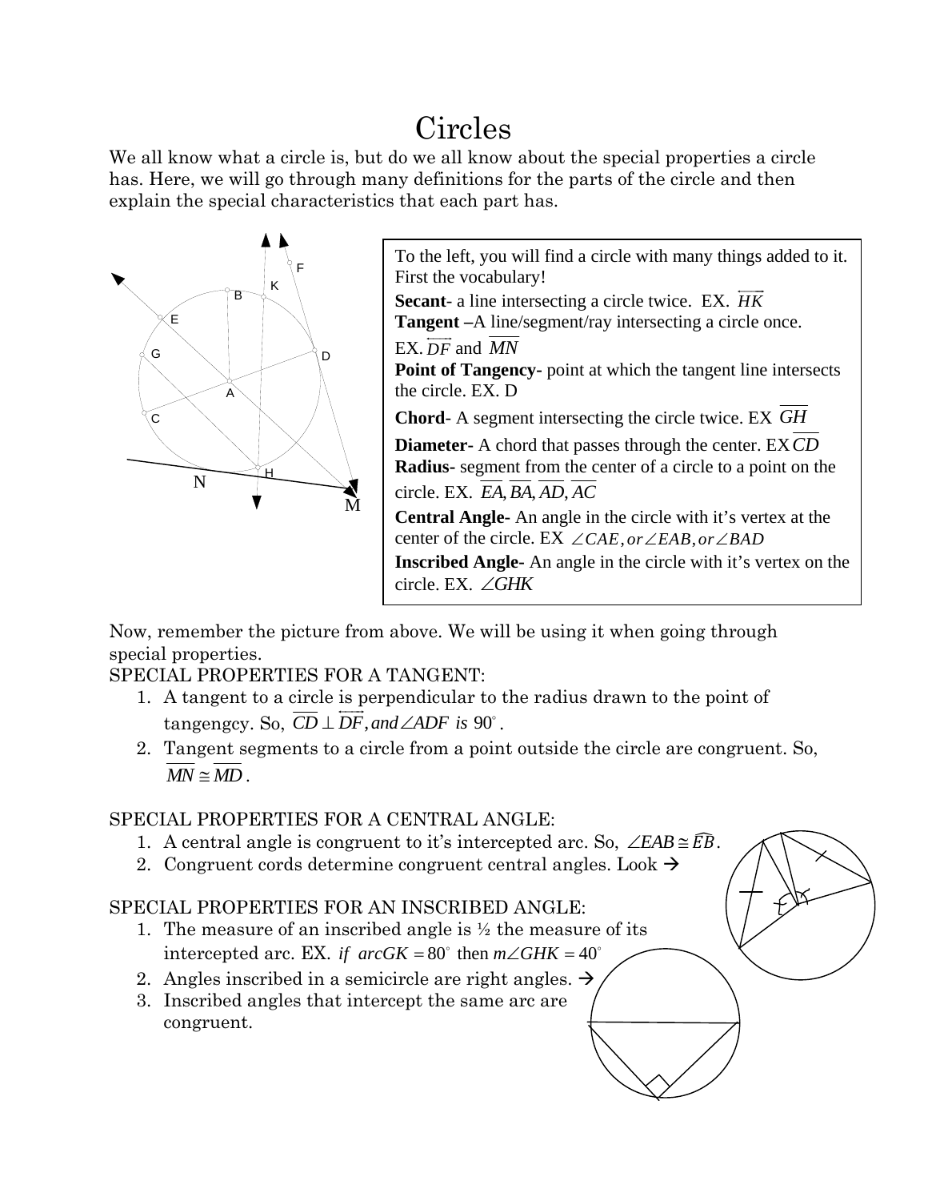# Circles

We all know what a circle is, but do we all know about the special properties a circle has. Here, we will go through many definitions for the parts of the circle and then explain the special characteristics that each part has.

To the left, you will find a circle with many things added to it. First the vocabulary!

**Secant**- a line intersecting a circle twice. EX. $\overleftrightarrow{HK}$

**Tangent** –A line/segment/ray intersecting a circle once. EX. $\overleftrightarrow{DF}$ and $\overline{MN}$

**Point of Tangency-** point at which the tangent line intersects the circle. EX. D

**Chord**- A segment intersecting the circle twice. EX $\overline{GH}$

**Diameter-** A chord that passes through the center. EX $\overline{CD}$

**Radius-** segment from the center of a circle to a point on the circle. EX. $\overline{EA}, \overline{BA}, \overline{AD}, \overline{AC}$

**Central Angle-** An angle in the circle with it's vertex at the center of the circle. EX $\angle CAE, or \angle EAB, or \angle BAD$

**Inscribed Angle-** An angle in the circle with it's vertex on the circle. EX. $\angle GHK$

Now, remember the picture from above. We will be using it when going through special properties.

SPECIAL PROPERTIES FOR A TANGENT:

1. A tangent to a circle is perpendicular to the radius drawn to the point of tangengcy. So, $\overline{CD} \perp \overleftrightarrow{DF}, and \angle ADF \text{ is } 90^\circ$.
2. Tangent segments to a circle from a point outside the circle are congruent. So, $\overline{MN} \cong \overline{MD}$.

SPECIAL PROPERTIES FOR A CENTRAL ANGLE:

1. A central angle is congruent to it's intercepted arc. So, $\angle EAB \cong \widehat{EB}$.
2. Congruent cords determine congruent central angles. Look →

SPECIAL PROPERTIES FOR AN INSCRIBED ANGLE:

1. The measure of an inscribed angle is ½ the measure of its intercepted arc. EX. $if \ arcGK = 80^\circ$ then $m\angle GHK = 40^\circ$
2. Angles inscribed in a semicircle are right angles. →
3. Inscribed angles that intercept the same arc are congruent.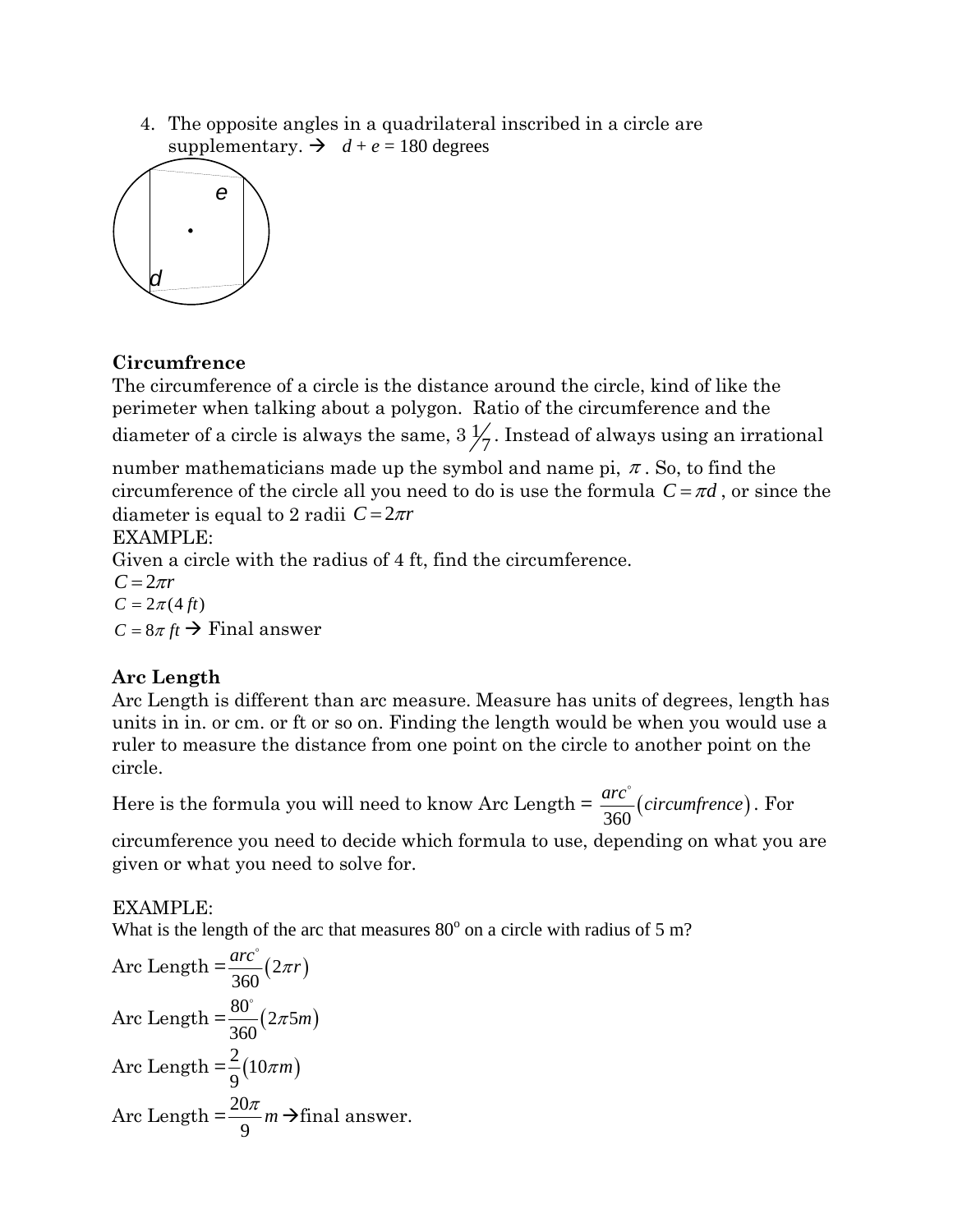4. The opposite angles in a quadrilateral inscribed in a circle are supplementary. → $d + e = 180$ degrees

**Circumfrence**

The circumference of a circle is the distance around the circle, kind of like the perimeter when talking about a polygon. Ratio of the circumference and the diameter of a circle is always the same, $3\frac{1}{7}$. Instead of always using an irrational number mathematicians made up the symbol and name pi, $\pi$. So, to find the circumference of the circle all you need to do is use the formula $C = \pi d$, or since the diameter is equal to 2 radii $C = 2\pi r$

EXAMPLE:

Given a circle with the radius of 4 ft, find the circumference.

$C = 2\pi r$

$C = 2\pi(4\ ft)$

$C = 8\pi\ ft$ → Final answer

**Arc Length**

Arc Length is different than arc measure. Measure has units of degrees, length has units in in. or cm. or ft or so on. Finding the length would be when you would use a ruler to measure the distance from one point on the circle to another point on the circle.

Here is the formula you will need to know Arc Length = $\frac{arc^{\circ}}{360}(circumfrence)$. For circumference you need to decide which formula to use, depending on what you are given or what you need to solve for.

EXAMPLE:

What is the length of the arc that measures $80^{o}$ on a circle with radius of 5 m?

Arc Length $= \frac{arc^{\circ}}{360}(2\pi r)$

Arc Length $= \frac{80^{\circ}}{360}(2\pi 5m)$

Arc Length $= \frac{2}{9}(10\pi m)$

Arc Length $= \frac{20\pi}{9}m$ →final answer.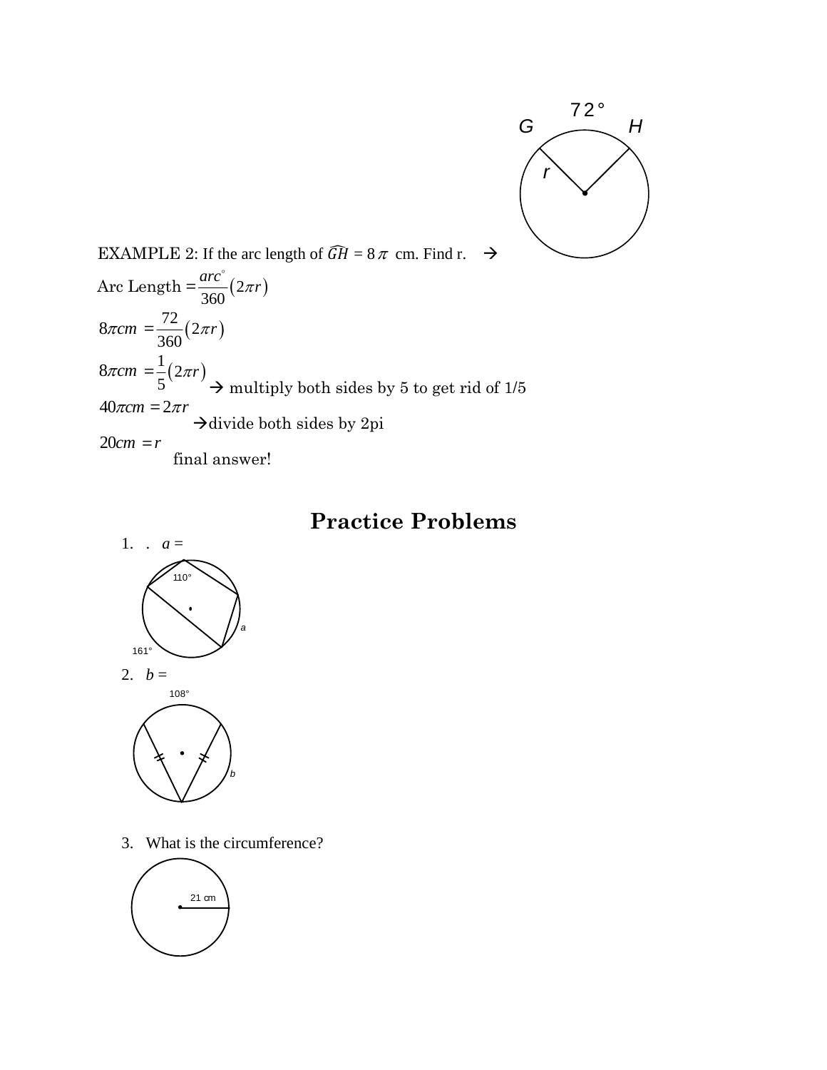EXAMPLE 2: If the arc length of $\widehat{GH} = 8\pi$ cm. Find r. →

Arc Length $= \dfrac{arc^{\circ}}{360}(2\pi r)$

$8\pi cm = \dfrac{72}{360}(2\pi r)$

$8\pi cm = \dfrac{1}{5}(2\pi r)$ → multiply both sides by 5 to get rid of 1/5

$40\pi cm = 2\pi r$ →divide both sides by 2pi

$20 cm = r$ final answer!

# Practice Problems

1. . $a$ =

2. $b$ =

3. What is the circumference?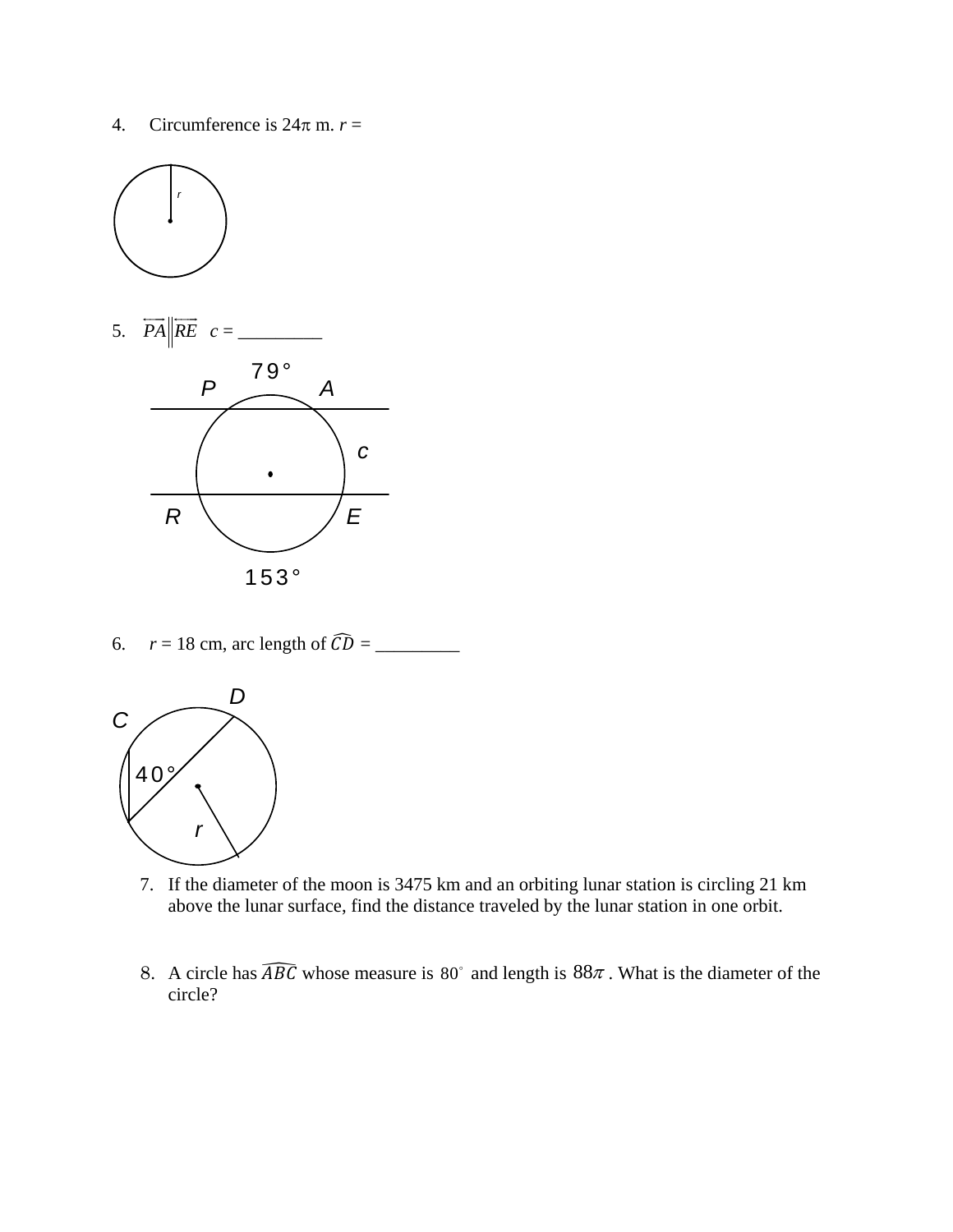4. Circumference is $24\pi$ m. $r$ =

$r$

5. $\overleftrightarrow{PA} \parallel \overleftrightarrow{RE}$ $c$ = _________

79°

P A

c

R E

153°

6. $r$ = 18 cm, arc length of $\widehat{CD}$ = _________

D

C

40°

r

7. If the diameter of the moon is 3475 km and an orbiting lunar station is circling 21 km above the lunar surface, find the distance traveled by the lunar station in one orbit.

8. A circle has $\widehat{ABC}$ whose measure is $80^\circ$ and length is $88\pi$. What is the diameter of the circle?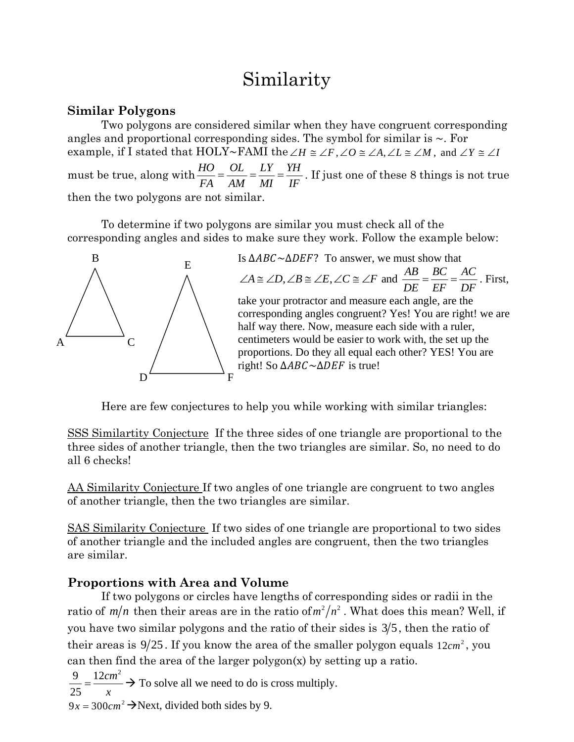# Similarity

## Similar Polygons

Two polygons are considered similar when they have congruent corresponding angles and proportional corresponding sides. The symbol for similar is ~. For example, if I stated that HOLY~FAMI the $\angle H \cong \angle F, \angle O \cong \angle A, \angle L \cong \angle M$, and $\angle Y \cong \angle I$ must be true, along with $\frac{HO}{FA} = \frac{OL}{AM} = \frac{LY}{MI} = \frac{YH}{IF}$. If just one of these 8 things is not true then the two polygons are not similar.

To determine if two polygons are similar you must check all of the corresponding angles and sides to make sure they work. Follow the example below:

Is $\Delta ABC \sim \Delta DEF$? To answer, we must show that $\angle A \cong \angle D, \angle B \cong \angle E, \angle C \cong \angle F$ and $\frac{AB}{DE} = \frac{BC}{EF} = \frac{AC}{DF}$. First, take your protractor and measure each angle, are the corresponding angles congruent? Yes! You are right! we are half way there. Now, measure each side with a ruler, centimeters would be easier to work with, the set up the proportions. Do they all equal each other? YES! You are right! So $\Delta ABC \sim \Delta DEF$ is true!

Here are few conjectures to help you while working with similar triangles:

SSS Similartity Conjecture If the three sides of one triangle are proportional to the three sides of another triangle, then the two triangles are similar. So, no need to do all 6 checks!

AA Similarity Conjecture If two angles of one triangle are congruent to two angles of another triangle, then the two triangles are similar.

SAS Similarity Conjecture If two sides of one triangle are proportional to two sides of another triangle and the included angles are congruent, then the two triangles are similar.

## Proportions with Area and Volume

If two polygons or circles have lengths of corresponding sides or radii in the ratio of $m/n$ then their areas are in the ratio of $m^2/n^2$. What does this mean? Well, if you have two similar polygons and the ratio of their sides is $3/5$, then the ratio of their areas is $9/25$. If you know the area of the smaller polygon equals $12cm^2$, you can then find the area of the larger polygon(x) by setting up a ratio.

$\frac{9}{25} = \frac{12cm^2}{x}$ → To solve all we need to do is cross multiply.

$9x = 300cm^2$ →Next, divided both sides by 9.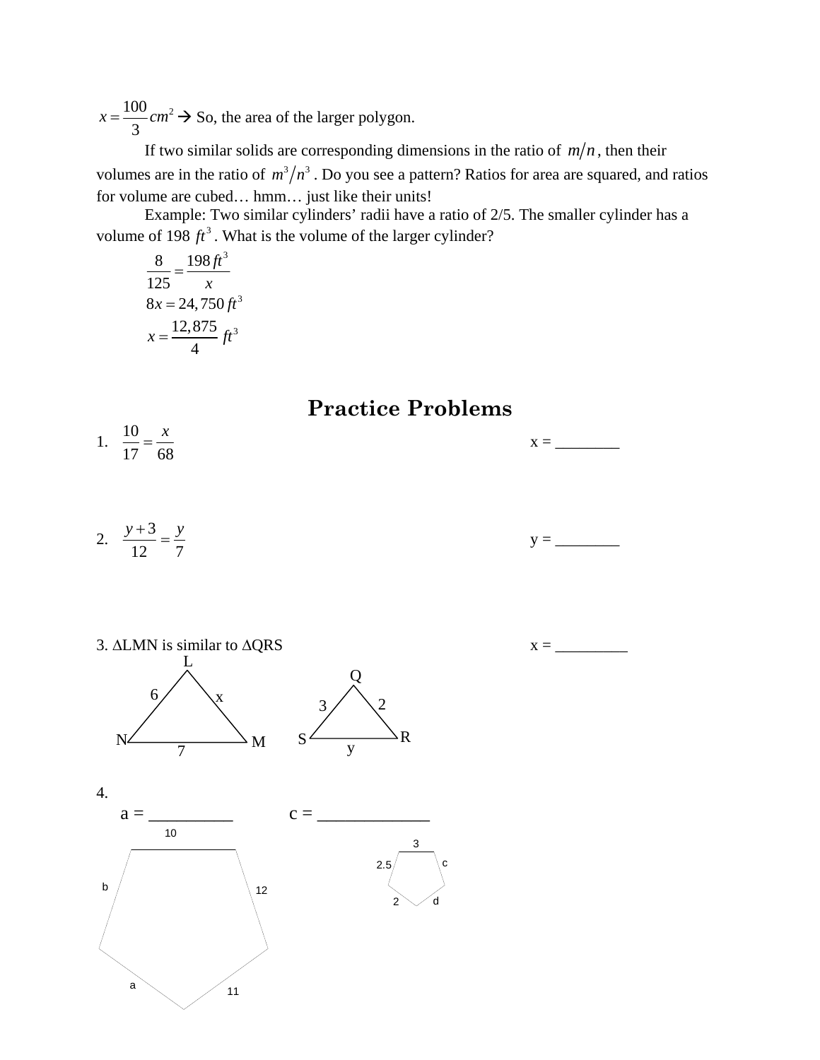$x = \frac{100}{3} cm^2$ → So, the area of the larger polygon.

If two similar solids are corresponding dimensions in the ratio of $m/n$, then their volumes are in the ratio of $m^3/n^3$. Do you see a pattern? Ratios for area are squared, and ratios for volume are cubed… hmm… just like their units!

Example: Two similar cylinders' radii have a ratio of 2/5. The smaller cylinder has a volume of 198 $ft^3$. What is the volume of the larger cylinder?

$$\frac{8}{125} = \frac{198 ft^3}{x}$$
$$8x = 24,750 ft^3$$
$$x = \frac{12,875}{4} ft^3$$

# Practice Problems

1. $\frac{10}{17} = \frac{x}{68}$ x = ________

2. $\frac{y+3}{12} = \frac{y}{7}$ y = ________

3. ΔLMN is similar to ΔQRS x = _________

L, M, N triangle: LN = 6, LM = x, NM = 7
Q, R, S triangle: QS = 3, QR = 2, SR = y

4.
a = __________ c = _____________

Large pentagon sides: 10, 12, 11, a, b
Small pentagon sides: 3, c, d, 2, 2.5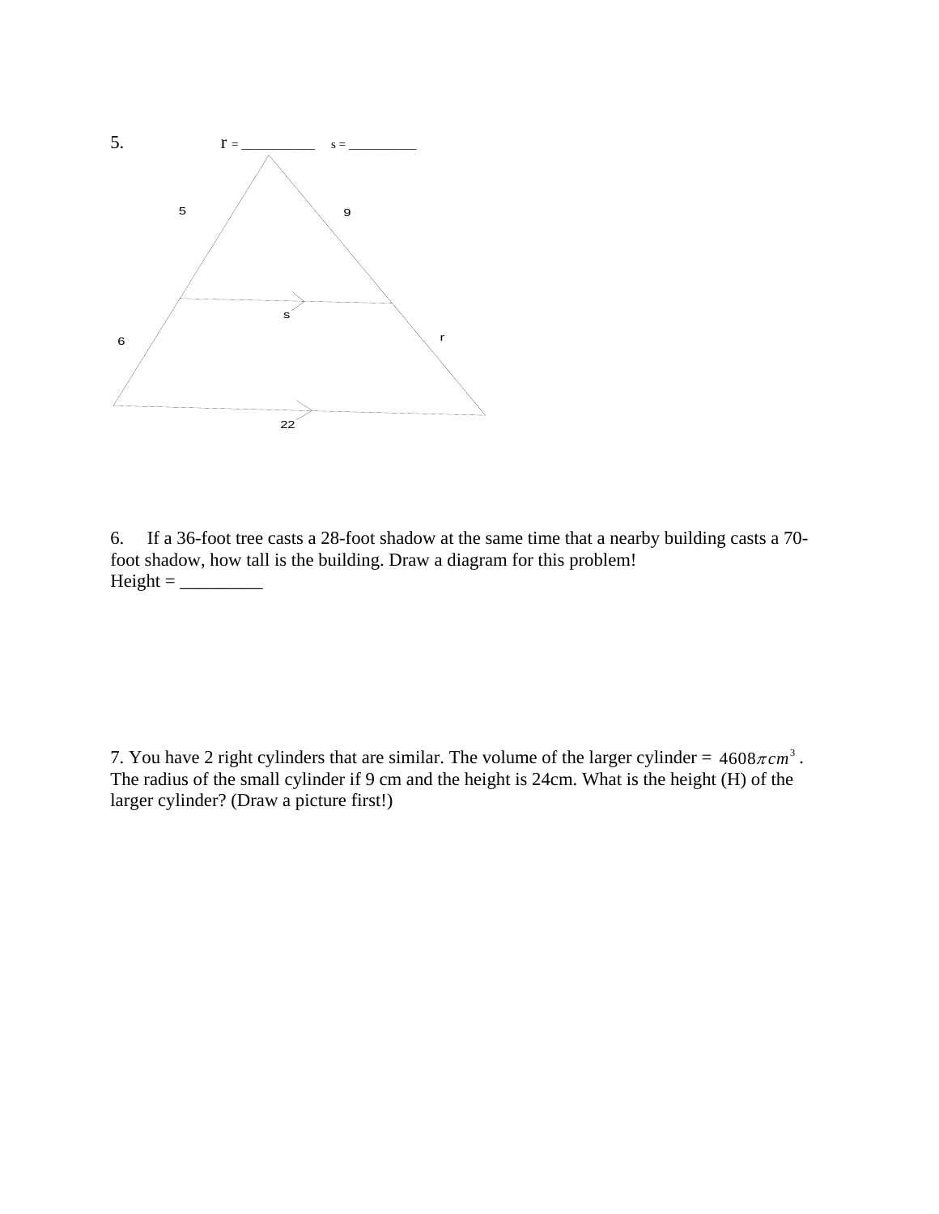5. r = _________ s = _________

5

9

s

6

r

22

6. If a 36-foot tree casts a 28-foot shadow at the same time that a nearby building casts a 70-foot shadow, how tall is the building. Draw a diagram for this problem!

Height = _________

7. You have 2 right cylinders that are similar. The volume of the larger cylinder = $4608\pi cm^3$. The radius of the small cylinder if 9 cm and the height is 24cm. What is the height (H) of the larger cylinder? (Draw a picture first!)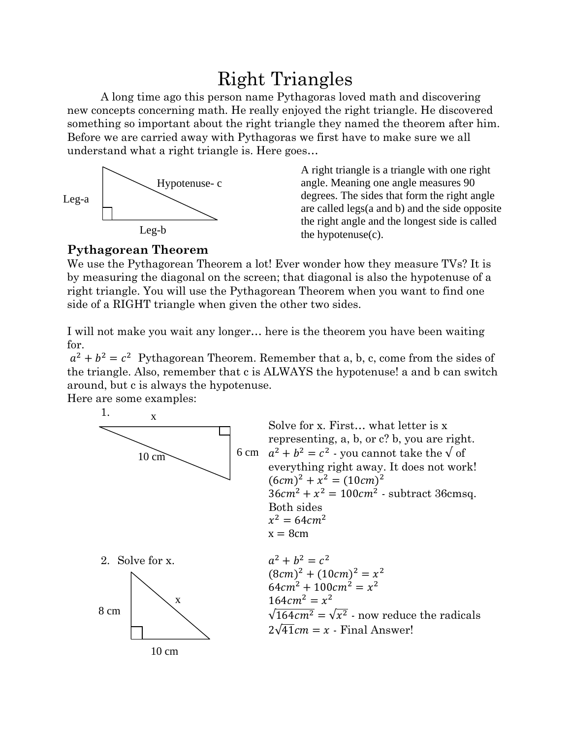# Right Triangles

A long time ago this person name Pythagoras loved math and discovering new concepts concerning math. He really enjoyed the right triangle. He discovered something so important about the right triangle they named the theorem after him. Before we are carried away with Pythagoras we first have to make sure we all understand what a right triangle is. Here goes…

Leg-a

Hypotenuse- c

Leg-b

A right triangle is a triangle with one right angle. Meaning one angle measures 90 degrees. The sides that form the right angle are called legs(a and b) and the side opposite the right angle and the longest side is called the hypotenuse(c).

### Pythagorean Theorem

We use the Pythagorean Theorem a lot! Ever wonder how they measure TVs? It is by measuring the diagonal on the screen; that diagonal is also the hypotenuse of a right triangle. You will use the Pythagorean Theorem when you want to find one side of a RIGHT triangle when given the other two sides.

I will not make you wait any longer… here is the theorem you have been waiting for.

$a^2 + b^2 = c^2$ Pythagorean Theorem. Remember that a, b, c, come from the sides of the triangle. Also, remember that c is ALWAYS the hypotenuse! a and b can switch around, but c is always the hypotenuse.

Here are some examples:

1.

x

10 cm

6 cm

Solve for x. First… what letter is x representing, a, b, or c? b, you are right.

$a^2 + b^2 = c^2$ - you cannot take the √ of everything right away. It does not work!

$(6cm)^2 + x^2 = (10cm)^2$

$36cm^2 + x^2 = 100cm^2$ - subtract 36cmsq. Both sides

$x^2 = 64cm^2$

x = 8cm

2. Solve for x.

8 cm

x

10 cm

$a^2 + b^2 = c^2$

$(8cm)^2 + (10cm)^2 = x^2$

$64cm^2 + 100cm^2 = x^2$

$164cm^2 = x^2$

$\sqrt{164cm^2} = \sqrt{x^2}$ - now reduce the radicals

$2\sqrt{41}cm = x$ - Final Answer!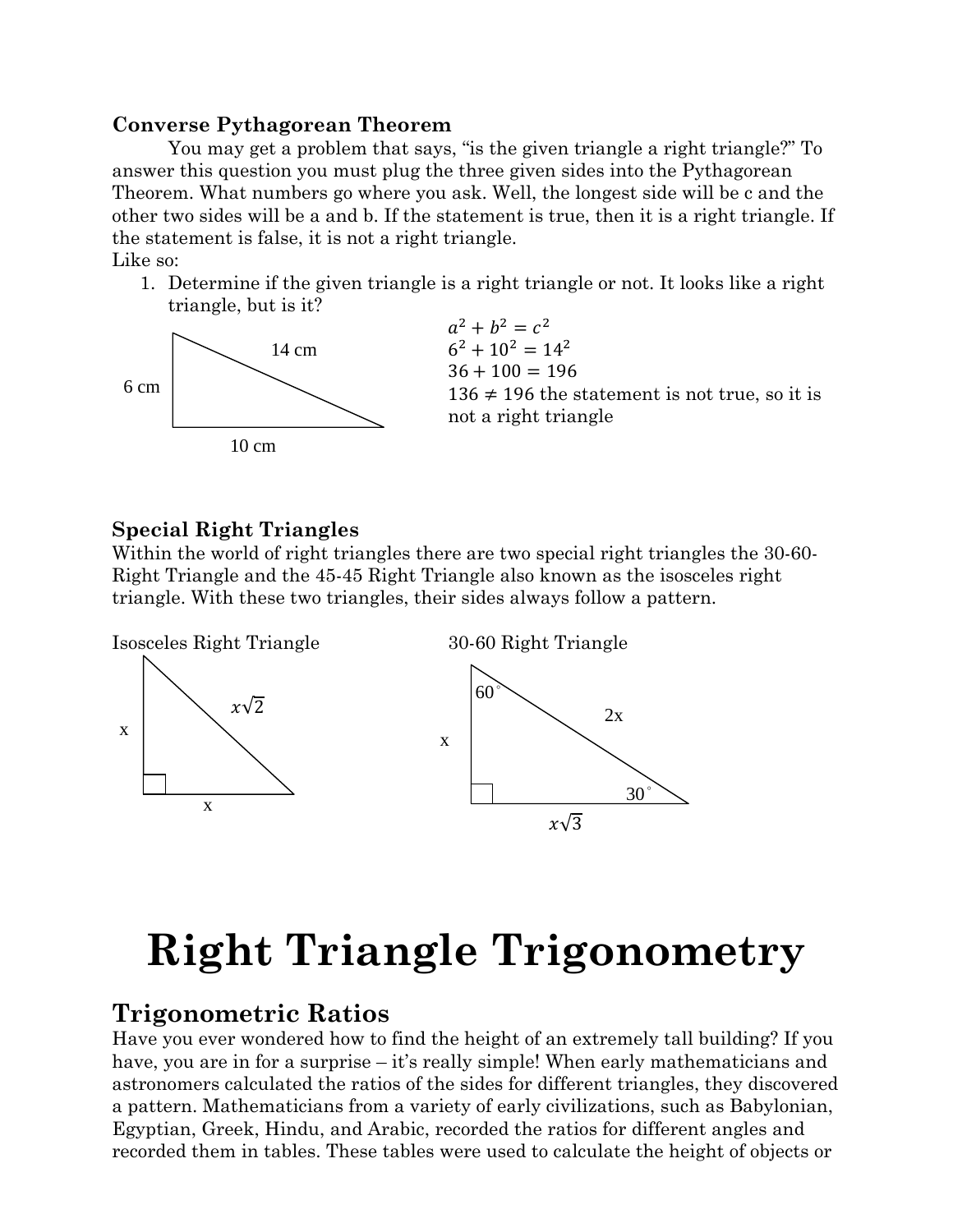### Converse Pythagorean Theorem

You may get a problem that says, “is the given triangle a right triangle?” To answer this question you must plug the three given sides into the Pythagorean Theorem. What numbers go where you ask. Well, the longest side will be c and the other two sides will be a and b. If the statement is true, then it is a right triangle. If the statement is false, it is not a right triangle.

Like so:

1. Determine if the given triangle is a right triangle or not. It looks like a right triangle, but is it?

6 cm

14 cm

10 cm

$a^2 + b^2 = c^2$

$6^2 + 10^2 = 14^2$

$36 + 100 = 196$

$136 \neq 196$ the statement is not true, so it is not a right triangle

### Special Right Triangles

Within the world of right triangles there are two special right triangles the 30-60-Right Triangle and the 45-45 Right Triangle also known as the isosceles right triangle. With these two triangles, their sides always follow a pattern.

Isosceles Right Triangle

x

$x\sqrt{2}$

x

30-60 Right Triangle

60°

x

2x

30°

$x\sqrt{3}$

# Right Triangle Trigonometry

## Trigonometric Ratios

Have you ever wondered how to find the height of an extremely tall building? If you have, you are in for a surprise – it’s really simple! When early mathematicians and astronomers calculated the ratios of the sides for different triangles, they discovered a pattern. Mathematicians from a variety of early civilizations, such as Babylonian, Egyptian, Greek, Hindu, and Arabic, recorded the ratios for different angles and recorded them in tables. These tables were used to calculate the height of objects or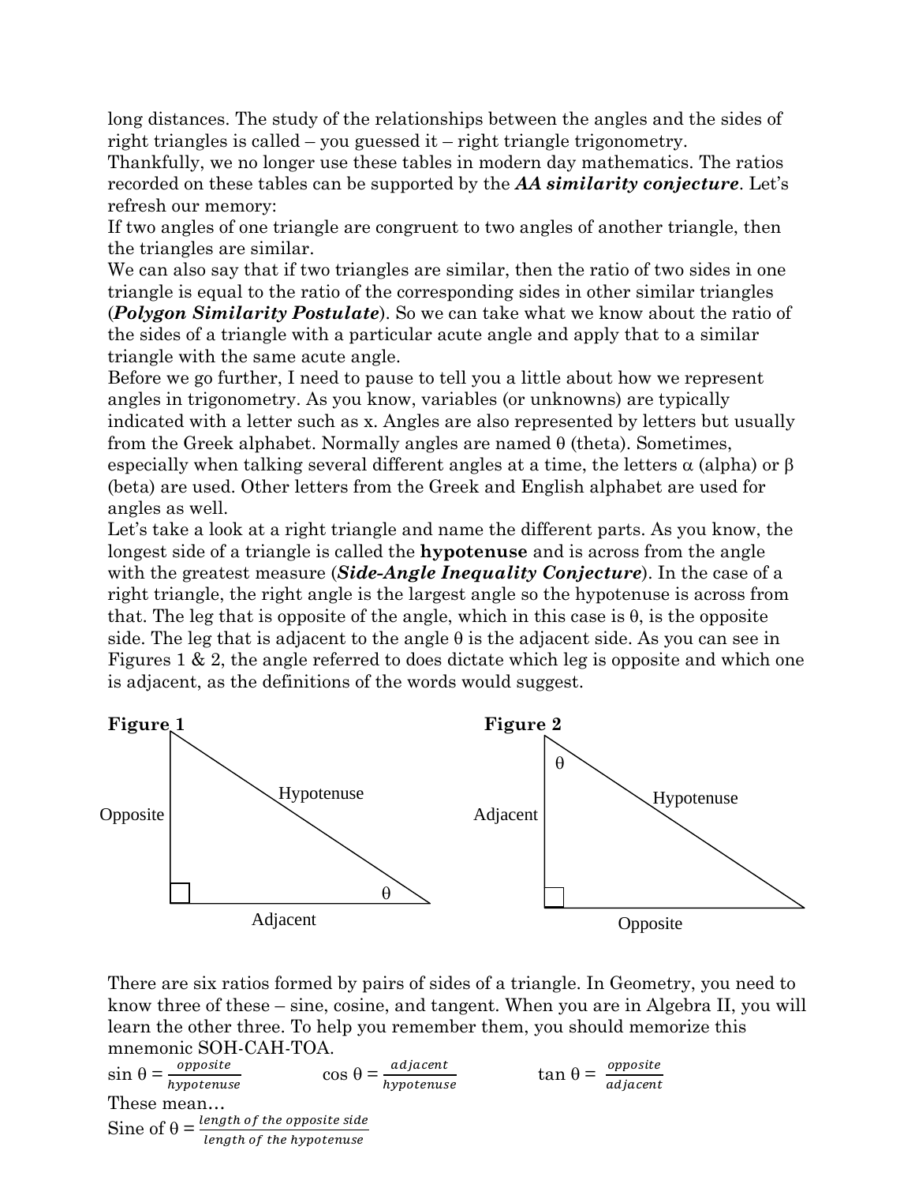long distances. The study of the relationships between the angles and the sides of right triangles is called – you guessed it – right triangle trigonometry.

Thankfully, we no longer use these tables in modern day mathematics. The ratios recorded on these tables can be supported by the ***AA similarity conjecture***. Let's refresh our memory:

If two angles of one triangle are congruent to two angles of another triangle, then the triangles are similar.

We can also say that if two triangles are similar, then the ratio of two sides in one triangle is equal to the ratio of the corresponding sides in other similar triangles (***Polygon Similarity Postulate***). So we can take what we know about the ratio of the sides of a triangle with a particular acute angle and apply that to a similar triangle with the same acute angle.

Before we go further, I need to pause to tell you a little about how we represent angles in trigonometry. As you know, variables (or unknowns) are typically indicated with a letter such as x. Angles are also represented by letters but usually from the Greek alphabet. Normally angles are named θ (theta). Sometimes, especially when talking several different angles at a time, the letters α (alpha) or β (beta) are used. Other letters from the Greek and English alphabet are used for angles as well.

Let's take a look at a right triangle and name the different parts. As you know, the longest side of a triangle is called the **hypotenuse** and is across from the angle with the greatest measure (***Side-Angle Inequality Conjecture***). In the case of a right triangle, the right angle is the largest angle so the hypotenuse is across from that. The leg that is opposite of the angle, which in this case is θ, is the opposite side. The leg that is adjacent to the angle θ is the adjacent side. As you can see in Figures 1 & 2, the angle referred to does dictate which leg is opposite and which one is adjacent, as the definitions of the words would suggest.

**Figure 1**

Opposite, Hypotenuse, θ, Adjacent

**Figure 2**

θ, Adjacent, Hypotenuse, Opposite

There are six ratios formed by pairs of sides of a triangle. In Geometry, you need to know three of these – sine, cosine, and tangent. When you are in Algebra II, you will learn the other three. To help you remember them, you should memorize this mnemonic SOH-CAH-TOA.

$\sin \theta = \frac{opposite}{hypotenuse}$ $\cos \theta = \frac{adjacent}{hypotenuse}$ $\tan \theta = \frac{opposite}{adjacent}$

These mean…

Sine of $\theta = \frac{\text{length of the opposite side}}{\text{length of the hypotenuse}}$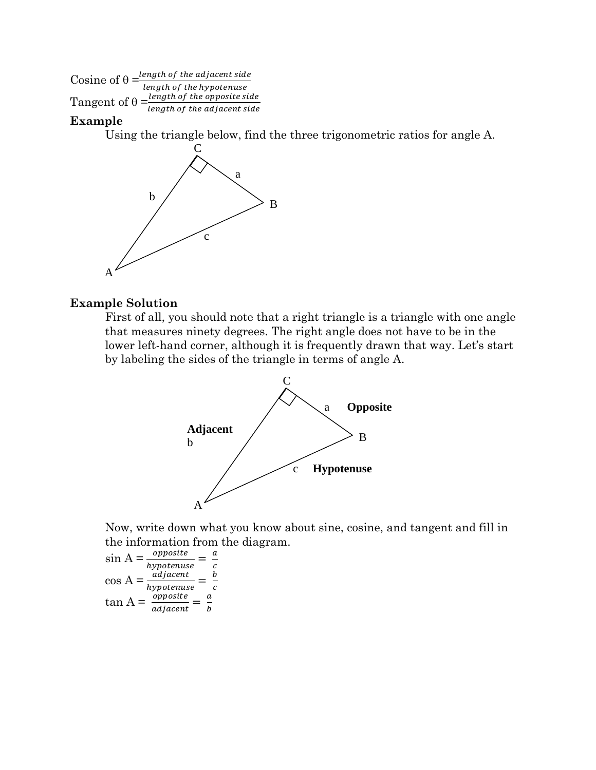Cosine of θ = $\frac{\text{length of the adjacent side}}{\text{length of the hypotenuse}}$

Tangent of θ = $\frac{\text{length of the opposite side}}{\text{length of the adjacent side}}$

**Example**

Using the triangle below, find the three trigonometric ratios for angle A.

**Example Solution**

First of all, you should note that a right triangle is a triangle with one angle that measures ninety degrees. The right angle does not have to be in the lower left-hand corner, although it is frequently drawn that way. Let's start by labeling the sides of the triangle in terms of angle A.

Now, write down what you know about sine, cosine, and tangent and fill in the information from the diagram.

sin A = $\frac{opposite}{hypotenuse} = \frac{a}{c}$

cos A = $\frac{adjacent}{hypotenuse} = \frac{b}{c}$

tan A = $\frac{opposite}{adjacent} = \frac{a}{b}$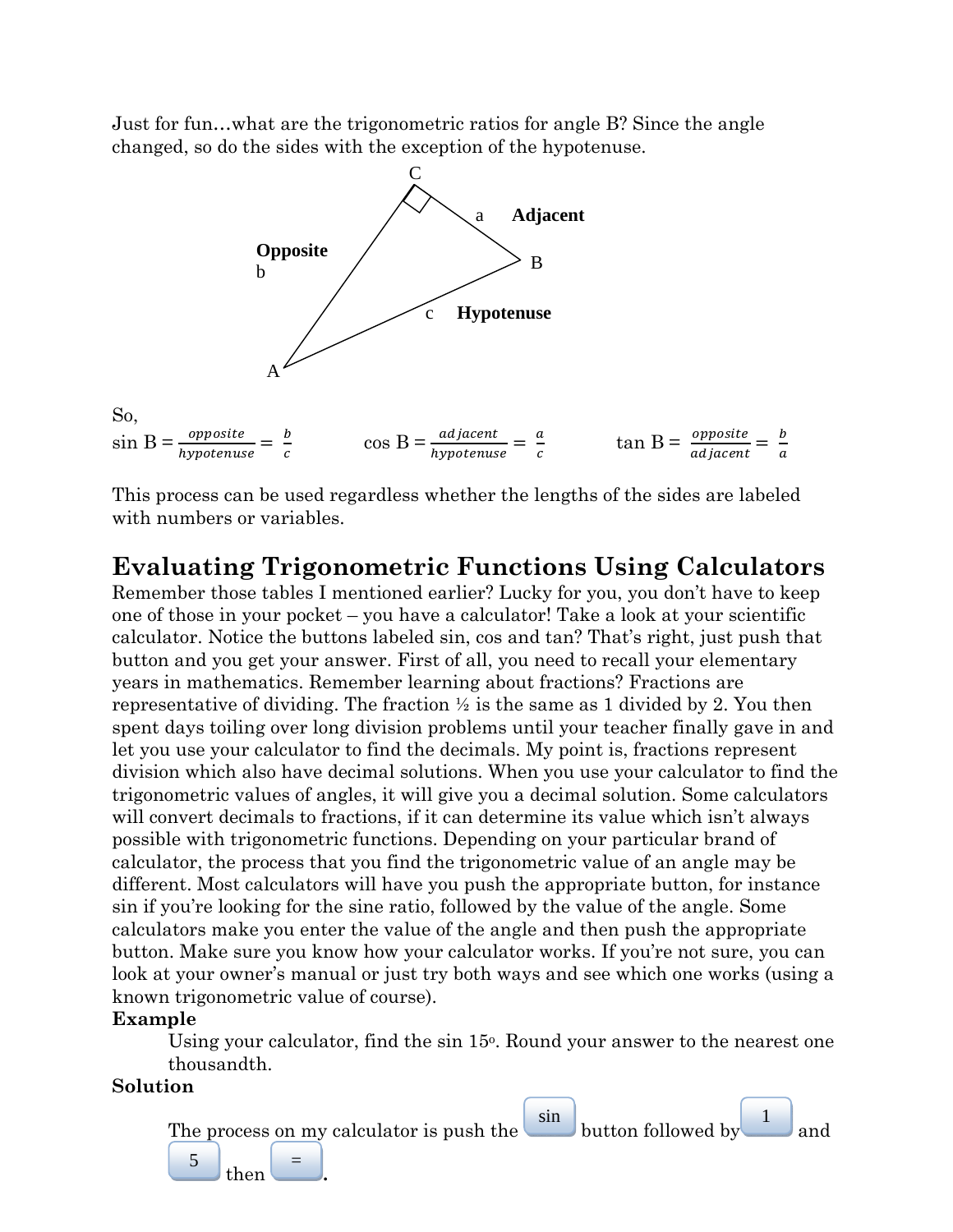Just for fun…what are the trigonometric ratios for angle B? Since the angle changed, so do the sides with the exception of the hypotenuse.

So,

$\sin B = \frac{opposite}{hypotenuse} = \frac{b}{c}$ $\cos B = \frac{adjacent}{hypotenuse} = \frac{a}{c}$ $\tan B = \frac{opposite}{adjacent} = \frac{b}{a}$

This process can be used regardless whether the lengths of the sides are labeled with numbers or variables.

## Evaluating Trigonometric Functions Using Calculators

Remember those tables I mentioned earlier? Lucky for you, you don't have to keep one of those in your pocket – you have a calculator! Take a look at your scientific calculator. Notice the buttons labeled sin, cos and tan? That's right, just push that button and you get your answer. First of all, you need to recall your elementary years in mathematics. Remember learning about fractions? Fractions are representative of dividing. The fraction ½ is the same as 1 divided by 2. You then spent days toiling over long division problems until your teacher finally gave in and let you use your calculator to find the decimals. My point is, fractions represent division which also have decimal solutions. When you use your calculator to find the trigonometric values of angles, it will give you a decimal solution. Some calculators will convert decimals to fractions, if it can determine its value which isn't always possible with trigonometric functions. Depending on your particular brand of calculator, the process that you find the trigonometric value of an angle may be different. Most calculators will have you push the appropriate button, for instance sin if you're looking for the sine ratio, followed by the value of the angle. Some calculators make you enter the value of the angle and then push the appropriate button. Make sure you know how your calculator works. If you're not sure, you can look at your owner's manual or just try both ways and see which one works (using a known trigonometric value of course).

**Example**

Using your calculator, find the sin 15°. Round your answer to the nearest one thousandth.

**Solution**

The process on my calculator is push the [sin] button followed by [1] and [5] then [=].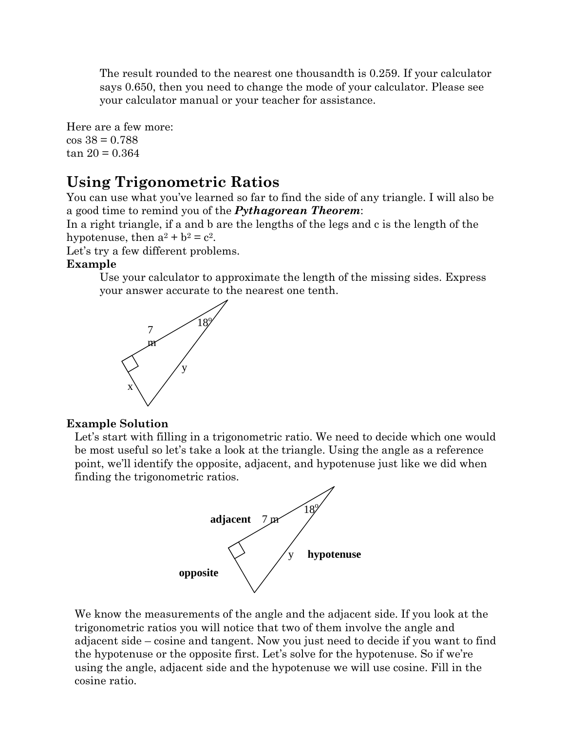The result rounded to the nearest one thousandth is 0.259. If your calculator says 0.650, then you need to change the mode of your calculator. Please see your calculator manual or your teacher for assistance.

Here are a few more:
cos 38 = 0.788
tan 20 = 0.364

## Using Trigonometric Ratios

You can use what you've learned so far to find the side of any triangle. I will also be a good time to remind you of the ***Pythagorean Theorem***:
In a right triangle, if a and b are the lengths of the legs and c is the length of the hypotenuse, then $a^2 + b^2 = c^2$.
Let's try a few different problems.

**Example**

Use your calculator to approximate the length of the missing sides. Express your answer accurate to the nearest one tenth.

**Example Solution**

Let's start with filling in a trigonometric ratio. We need to decide which one would be most useful so let's take a look at the triangle. Using the angle as a reference point, we'll identify the opposite, adjacent, and hypotenuse just like we did when finding the trigonometric ratios.

We know the measurements of the angle and the adjacent side. If you look at the trigonometric ratios you will notice that two of them involve the angle and adjacent side – cosine and tangent. Now you just need to decide if you want to find the hypotenuse or the opposite first. Let's solve for the hypotenuse. So if we're using the angle, adjacent side and the hypotenuse we will use cosine. Fill in the cosine ratio.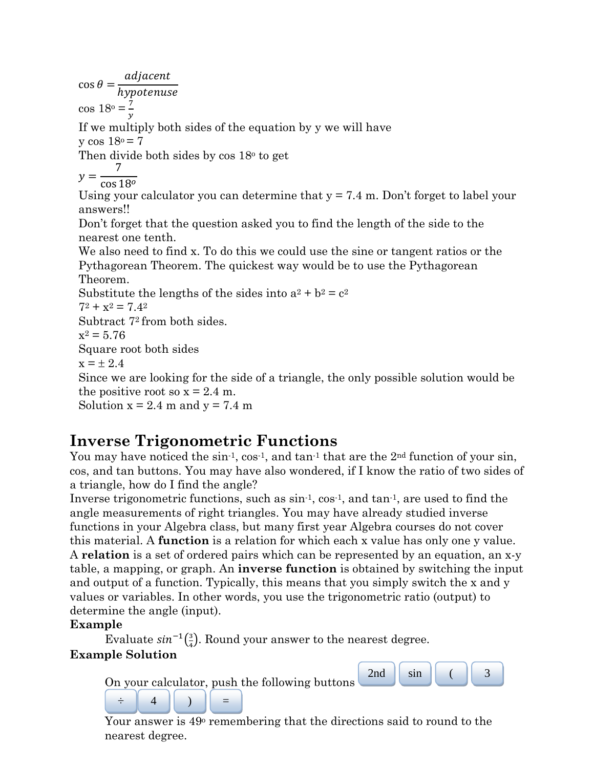$$\cos\theta = \frac{adjacent}{hypotenuse}$$

$\cos 18^o = \frac{7}{y}$

If we multiply both sides of the equation by y we will have

$y \cos 18^o = 7$

Then divide both sides by cos $18^o$ to get

$$y = \frac{7}{\cos 18^o}$$

Using your calculator you can determine that y = 7.4 m. Don't forget to label your answers!!

Don't forget that the question asked you to find the length of the side to the nearest one tenth.

We also need to find x. To do this we could use the sine or tangent ratios or the Pythagorean Theorem. The quickest way would be to use the Pythagorean Theorem.

Substitute the lengths of the sides into $a^2 + b^2 = c^2$

$7^2 + x^2 = 7.4^2$

Subtract $7^2$ from both sides.

$x^2 = 5.76$

Square root both sides

$x = \pm 2.4$

Since we are looking for the side of a triangle, the only possible solution would be the positive root so x = 2.4 m.

Solution x = 2.4 m and y = 7.4 m

# Inverse Trigonometric Functions

You may have noticed the $\sin^{-1}$, $\cos^{-1}$, and $\tan^{-1}$ that are the 2nd function of your sin, cos, and tan buttons. You may have also wondered, if I know the ratio of two sides of a triangle, how do I find the angle?

Inverse trigonometric functions, such as $\sin^{-1}$, $\cos^{-1}$, and $\tan^{-1}$, are used to find the angle measurements of right triangles. You may have already studied inverse functions in your Algebra class, but many first year Algebra courses do not cover this material. A **function** is a relation for which each x value has only one y value. A **relation** is a set of ordered pairs which can be represented by an equation, an x-y table, a mapping, or graph. An **inverse function** is obtained by switching the input and output of a function. Typically, this means that you simply switch the x and y values or variables. In other words, you use the trigonometric ratio (output) to determine the angle (input).

**Example**

Evaluate $sin^{-1}\left(\frac{3}{4}\right)$. Round your answer to the nearest degree.

**Example Solution**

On your calculator, push the following buttons 2nd sin ( 3 ÷ 4 ) =

Your answer is $49^o$ remembering that the directions said to round to the nearest degree.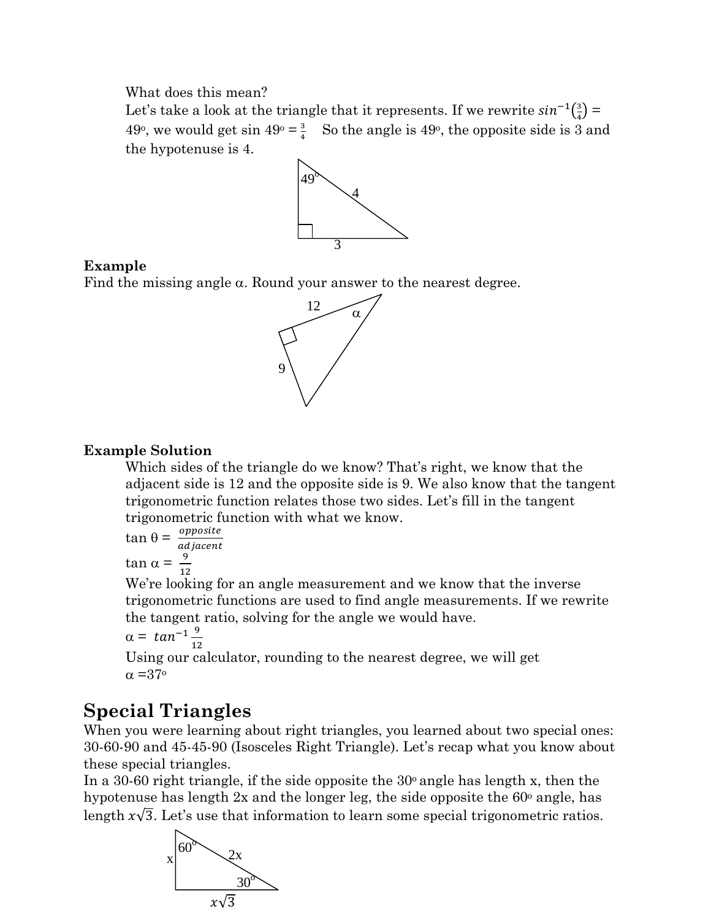What does this mean?

Let's take a look at the triangle that it represents. If we rewrite $sin^{-1}\left(\frac{3}{4}\right) = 49^o$, we would get $\sin 49^o = \frac{3}{4}$ So the angle is $49^o$, the opposite side is 3 and the hypotenuse is 4.

**Example**

Find the missing angle α. Round your answer to the nearest degree.

**Example Solution**

Which sides of the triangle do we know? That's right, we know that the adjacent side is 12 and the opposite side is 9. We also know that the tangent trigonometric function relates those two sides. Let's fill in the tangent trigonometric function with what we know.

$\tan \theta = \frac{opposite}{adjacent}$

$\tan \alpha = \frac{9}{12}$

We're looking for an angle measurement and we know that the inverse trigonometric functions are used to find angle measurements. If we rewrite the tangent ratio, solving for the angle we would have.

$\alpha = tan^{-1}\frac{9}{12}$

Using our calculator, rounding to the nearest degree, we will get

$\alpha = 37^o$

## Special Triangles

When you were learning about right triangles, you learned about two special ones: 30-60-90 and 45-45-90 (Isosceles Right Triangle). Let's recap what you know about these special triangles.

In a 30-60 right triangle, if the side opposite the $30^o$ angle has length x, then the hypotenuse has length 2x and the longer leg, the side opposite the $60^o$ angle, has length $x\sqrt{3}$. Let's use that information to learn some special trigonometric ratios.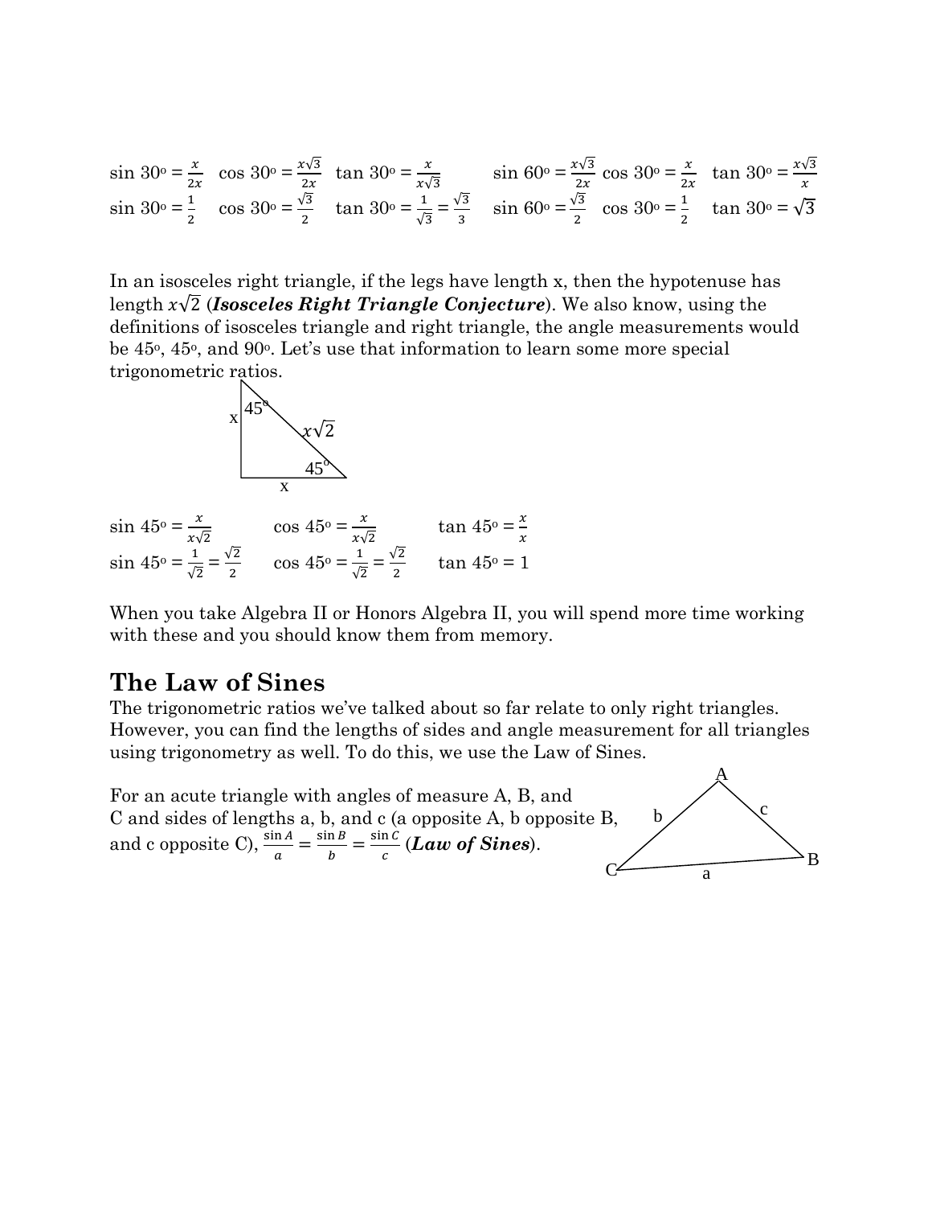sin 30° = $\frac{x}{2x}$ cos 30° = $\frac{x\sqrt{3}}{2x}$ tan 30° = $\frac{x}{x\sqrt{3}}$ sin 60° = $\frac{x\sqrt{3}}{2x}$ cos 30° = $\frac{x}{2x}$ tan 30° = $\frac{x\sqrt{3}}{x}$

sin 30° = $\frac{1}{2}$ cos 30° = $\frac{\sqrt{3}}{2}$ tan 30° = $\frac{1}{\sqrt{3}} = \frac{\sqrt{3}}{3}$ sin 60° = $\frac{\sqrt{3}}{2}$ cos 30° = $\frac{1}{2}$ tan 30° = $\sqrt{3}$

In an isosceles right triangle, if the legs have length x, then the hypotenuse has length $x\sqrt{2}$ (***Isosceles Right Triangle Conjecture***). We also know, using the definitions of isosceles triangle and right triangle, the angle measurements would be 45°, 45°, and 90°. Let's use that information to learn some more special trigonometric ratios.

x, 45°, $x\sqrt{2}$, 45°, x

sin 45° = $\frac{x}{x\sqrt{2}}$ cos 45° = $\frac{x}{x\sqrt{2}}$ tan 45° = $\frac{x}{x}$

sin 45° = $\frac{1}{\sqrt{2}} = \frac{\sqrt{2}}{2}$ cos 45° = $\frac{1}{\sqrt{2}} = \frac{\sqrt{2}}{2}$ tan 45° = 1

When you take Algebra II or Honors Algebra II, you will spend more time working with these and you should know them from memory.

## The Law of Sines

The trigonometric ratios we've talked about so far relate to only right triangles. However, you can find the lengths of sides and angle measurement for all triangles using trigonometry as well. To do this, we use the Law of Sines.

For an acute triangle with angles of measure A, B, and C and sides of lengths a, b, and c (a opposite A, b opposite B, and c opposite C), $\frac{\sin A}{a} = \frac{\sin B}{b} = \frac{\sin C}{c}$ (***Law of Sines***).

A, b, c, C, a, B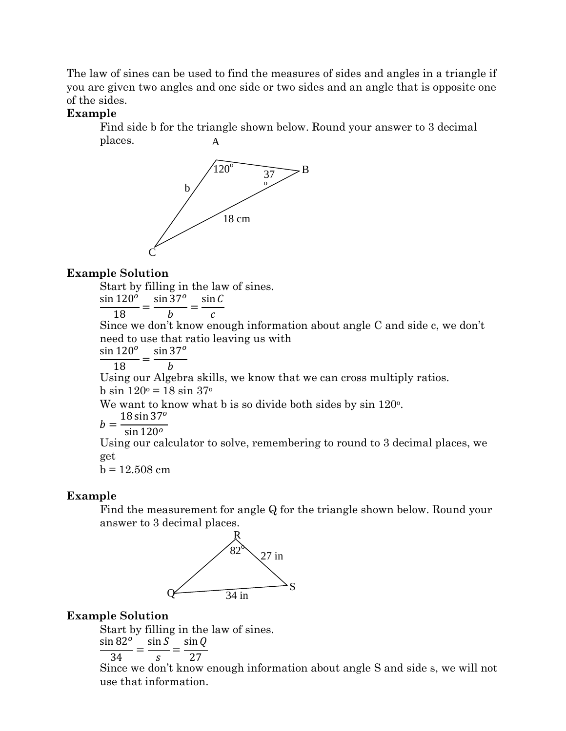The law of sines can be used to find the measures of sides and angles in a triangle if you are given two angles and one side or two sides and an angle that is opposite one of the sides.

**Example**

Find side b for the triangle shown below. Round your answer to 3 decimal places.

**Example Solution**

Start by filling in the law of sines.

$$\frac{\sin 120^o}{18} = \frac{\sin 37^o}{b} = \frac{\sin C}{c}$$

Since we don't know enough information about angle C and side c, we don't need to use that ratio leaving us with

$$\frac{\sin 120^o}{18} = \frac{\sin 37^o}{b}$$

Using our Algebra skills, we know that we can cross multiply ratios.

$b \sin 120^o = 18 \sin 37^o$

We want to know what b is so divide both sides by $\sin 120^o$.

$$b = \frac{18 \sin 37^o}{\sin 120^o}$$

Using our calculator to solve, remembering to round to 3 decimal places, we get

b = 12.508 cm

**Example**

Find the measurement for angle Q for the triangle shown below. Round your answer to 3 decimal places.

**Example Solution**

Start by filling in the law of sines.

$$\frac{\sin 82^o}{34} = \frac{\sin S}{s} = \frac{\sin Q}{27}$$

Since we don't know enough information about angle S and side s, we will not use that information.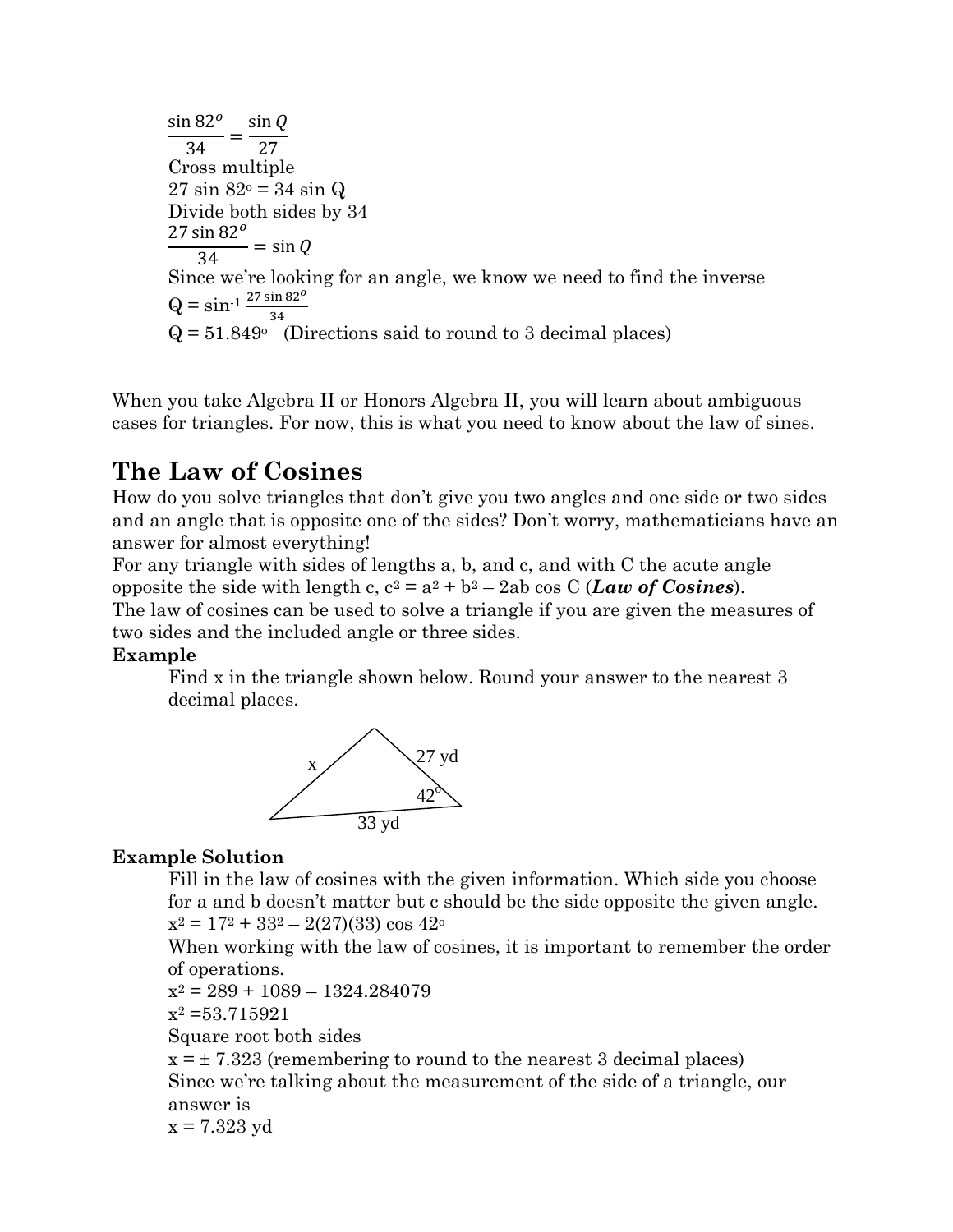$$\frac{\sin 82^o}{34} = \frac{\sin Q}{27}$$

Cross multiple

$27 \sin 82^o = 34 \sin Q$

Divide both sides by 34

$$\frac{27 \sin 82^o}{34} = \sin Q$$

Since we're looking for an angle, we know we need to find the inverse

$Q = \sin^{-1} \frac{27 \sin 82^o}{34}$

$Q = 51.849^o$ (Directions said to round to 3 decimal places)

When you take Algebra II or Honors Algebra II, you will learn about ambiguous cases for triangles. For now, this is what you need to know about the law of sines.

## The Law of Cosines

How do you solve triangles that don't give you two angles and one side or two sides and an angle that is opposite one of the sides? Don't worry, mathematicians have an answer for almost everything!

For any triangle with sides of lengths a, b, and c, and with C the acute angle opposite the side with length c, $c^2 = a^2 + b^2 - 2ab \cos C$ (***Law of Cosines***).

The law of cosines can be used to solve a triangle if you are given the measures of two sides and the included angle or three sides.

**Example**

Find x in the triangle shown below. Round your answer to the nearest 3 decimal places.

x

27 yd

42°

33 yd

**Example Solution**

Fill in the law of cosines with the given information. Which side you choose for a and b doesn't matter but c should be the side opposite the given angle.

$x^2 = 17^2 + 33^2 - 2(27)(33) \cos 42^o$

When working with the law of cosines, it is important to remember the order of operations.

$x^2 = 289 + 1089 - 1324.284079$

$x^2 = 53.715921$

Square root both sides

$x = \pm\ 7.323$ (remembering to round to the nearest 3 decimal places)

Since we're talking about the measurement of the side of a triangle, our answer is

$x = 7.323$ yd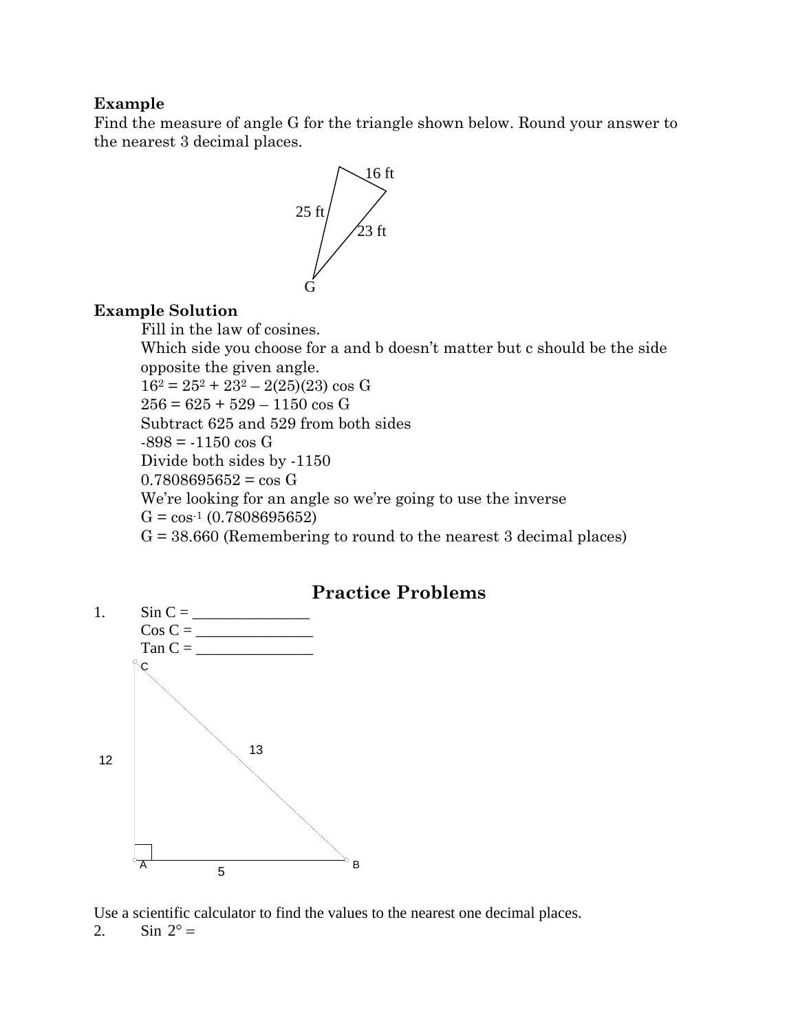**Example**

Find the measure of angle G for the triangle shown below. Round your answer to the nearest 3 decimal places.

16 ft

25 ft

23 ft

G

**Example Solution**

Fill in the law of cosines.

Which side you choose for a and b doesn't matter but c should be the side opposite the given angle.

$16^2 = 25^2 + 23^2 – 2(25)(23) \cos G$

$256 = 625 + 529 – 1150 \cos G$

Subtract 625 and 529 from both sides

$-898 = -1150 \cos G$

Divide both sides by -1150

$0.7808695652 = \cos G$

We're looking for an angle so we're going to use the inverse

$G = \cos^{-1} (0.7808695652)$

G = 38.660 (Remembering to round to the nearest 3 decimal places)

## Practice Problems

1. Sin C = _______________

   Cos C = _______________

   Tan C = _______________

C

13

12

A    5    B

Use a scientific calculator to find the values to the nearest one decimal places.

2. Sin 2° =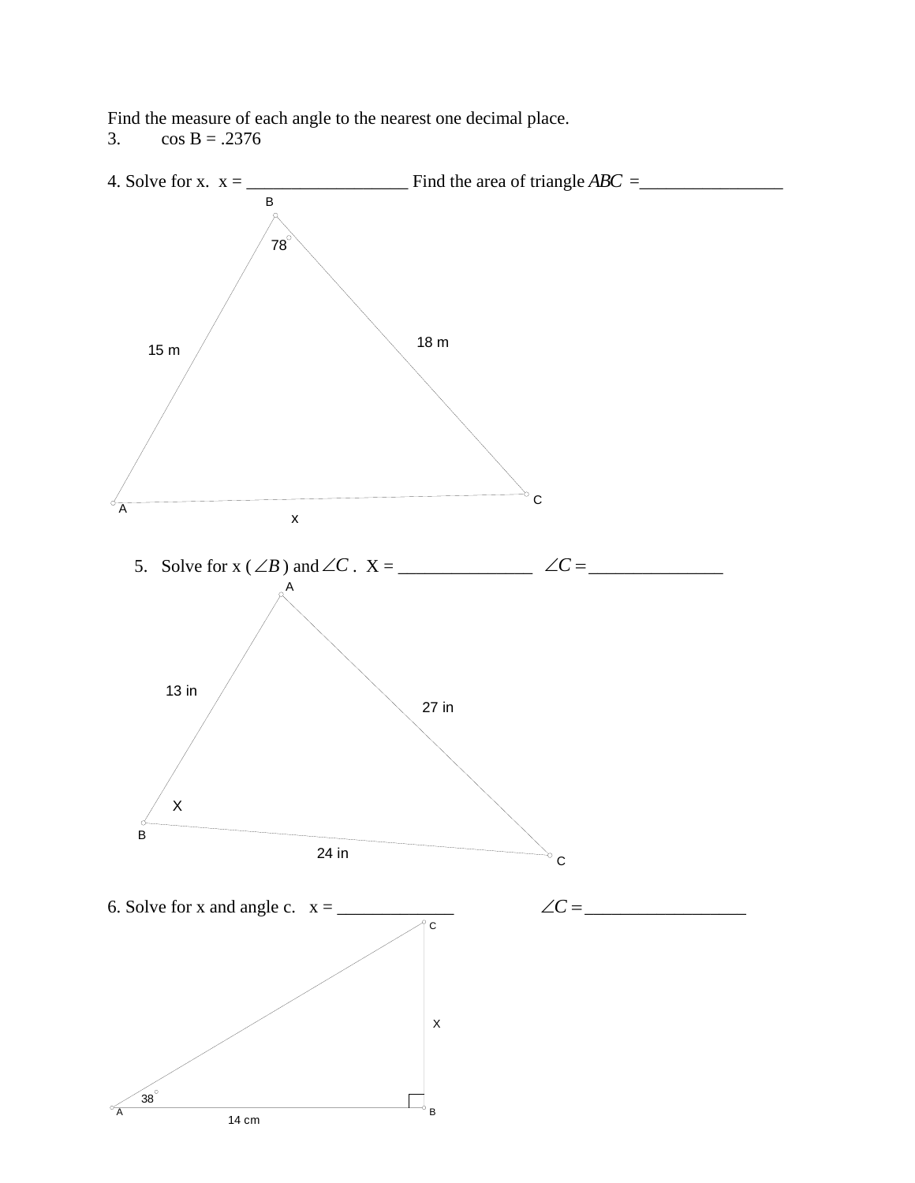Find the measure of each angle to the nearest one decimal place.

3. cos B = .2376

4. Solve for x. x = __________________ Find the area of triangle $ABC$ =________________

B

78

15 m

18 m

A

C

x

5. Solve for x ($\angle B$) and $\angle C$. X = _______________ $\angle C =$ _______________

A

13 in

27 in

X

B

24 in

C

6. Solve for x and angle c. x = _____________ $\angle C =$ _________________

C

X

38

A

14 cm

B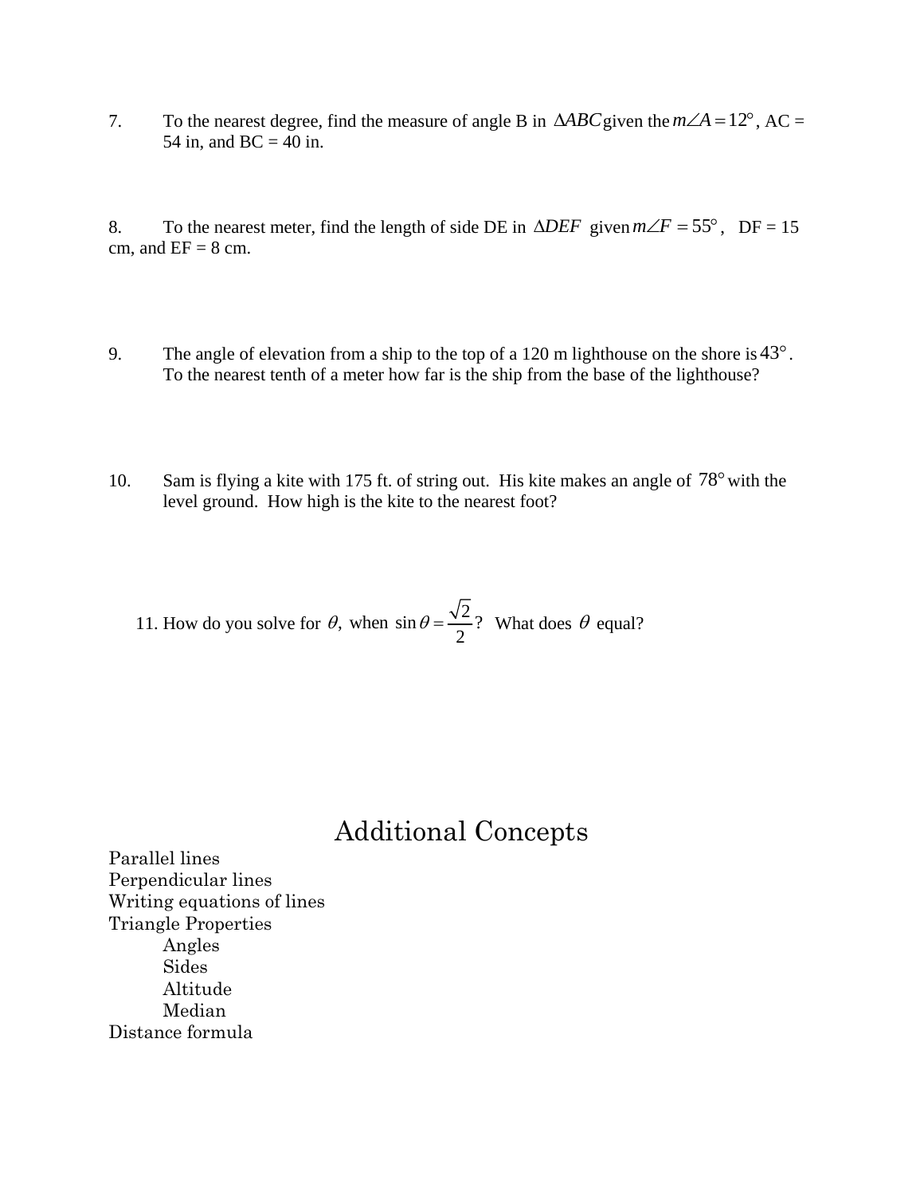7. To the nearest degree, find the measure of angle B in $\Delta ABC$ given the $m\angle A = 12°$, AC = 54 in, and BC = 40 in.

8. To the nearest meter, find the length of side DE in $\Delta DEF$ given $m\angle F = 55°$, DF = 15 cm, and EF = 8 cm.

9. The angle of elevation from a ship to the top of a 120 m lighthouse on the shore is $43°$. To the nearest tenth of a meter how far is the ship from the base of the lighthouse?

10. Sam is flying a kite with 175 ft. of string out. His kite makes an angle of $78°$ with the level ground. How high is the kite to the nearest foot?

11. How do you solve for $\theta$, when $\sin\theta = \frac{\sqrt{2}}{2}$? What does $\theta$ equal?

# Additional Concepts

Parallel lines
Perpendicular lines
Writing equations of lines
Triangle Properties
- Angles
- Sides
- Altitude
- Median

Distance formula